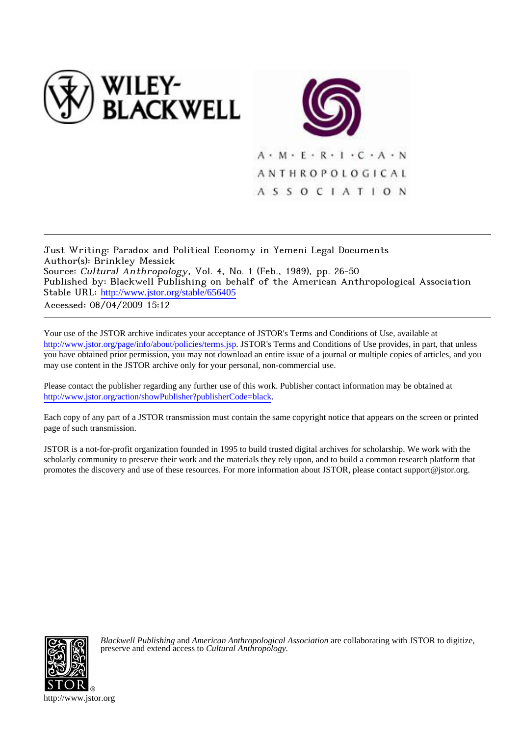Just Writing: Paradox and Political Economy in Yemeni Legal Documents
Author(s): Brinkley Messick
Source: *Cultural Anthropology*, Vol. 4, No. 1 (Feb., 1989), pp. 26-50
Published by: Blackwell Publishing on behalf of the American Anthropological Association
Stable URL: http://www.jstor.org/stable/656405
Accessed: 08/04/2009 15:12

Your use of the JSTOR archive indicates your acceptance of JSTOR's Terms and Conditions of Use, available at http://www.jstor.org/page/info/about/policies/terms.jsp. JSTOR's Terms and Conditions of Use provides, in part, that unless you have obtained prior permission, you may not download an entire issue of a journal or multiple copies of articles, and you may use content in the JSTOR archive only for your personal, non-commercial use.

Please contact the publisher regarding any further use of this work. Publisher contact information may be obtained at http://www.jstor.org/action/showPublisher?publisherCode=black.

Each copy of any part of a JSTOR transmission must contain the same copyright notice that appears on the screen or printed page of such transmission.

JSTOR is a not-for-profit organization founded in 1995 to build trusted digital archives for scholarship. We work with the scholarly community to preserve their work and the materials they rely upon, and to build a common research platform that promotes the discovery and use of these resources. For more information about JSTOR, please contact support@jstor.org.

*Blackwell Publishing* and *American Anthropological Association* are collaborating with JSTOR to digitize, preserve and extend access to *Cultural Anthropology*.

http://www.jstor.org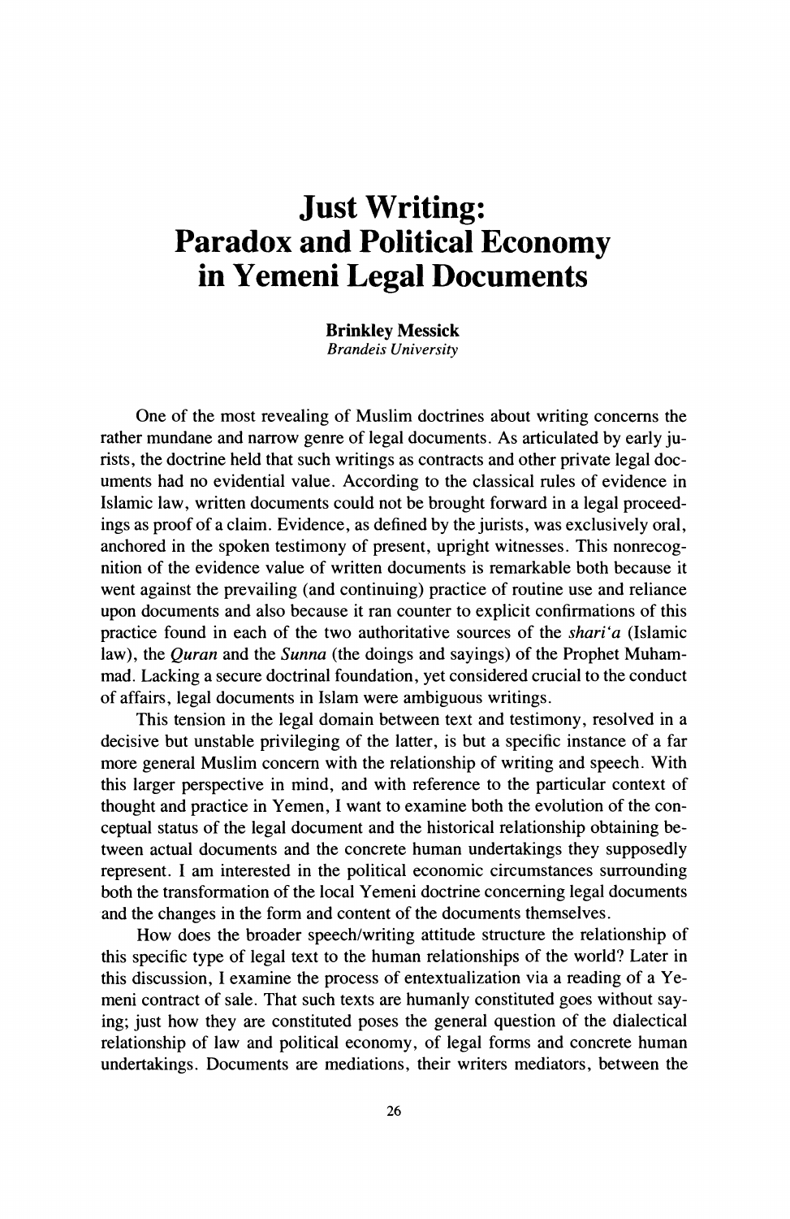# Just Writing: Paradox and Political Economy in Yemeni Legal Documents

**Brinkley Messick**
*Brandeis University*

One of the most revealing of Muslim doctrines about writing concerns the rather mundane and narrow genre of legal documents. As articulated by early jurists, the doctrine held that such writings as contracts and other private legal documents had no evidential value. According to the classical rules of evidence in Islamic law, written documents could not be brought forward in a legal proceedings as proof of a claim. Evidence, as defined by the jurists, was exclusively oral, anchored in the spoken testimony of present, upright witnesses. This nonrecognition of the evidence value of written documents is remarkable both because it went against the prevailing (and continuing) practice of routine use and reliance upon documents and also because it ran counter to explicit confirmations of this practice found in each of the two authoritative sources of the *shari'a* (Islamic law), the *Quran* and the *Sunna* (the doings and sayings) of the Prophet Muhammad. Lacking a secure doctrinal foundation, yet considered crucial to the conduct of affairs, legal documents in Islam were ambiguous writings.

This tension in the legal domain between text and testimony, resolved in a decisive but unstable privileging of the latter, is but a specific instance of a far more general Muslim concern with the relationship of writing and speech. With this larger perspective in mind, and with reference to the particular context of thought and practice in Yemen, I want to examine both the evolution of the conceptual status of the legal document and the historical relationship obtaining between actual documents and the concrete human undertakings they supposedly represent. I am interested in the political economic circumstances surrounding both the transformation of the local Yemeni doctrine concerning legal documents and the changes in the form and content of the documents themselves.

How does the broader speech/writing attitude structure the relationship of this specific type of legal text to the human relationships of the world? Later in this discussion, I examine the process of entextualization via a reading of a Yemeni contract of sale. That such texts are humanly constituted goes without saying; just how they are constituted poses the general question of the dialectical relationship of law and political economy, of legal forms and concrete human undertakings. Documents are mediations, their writers mediators, between the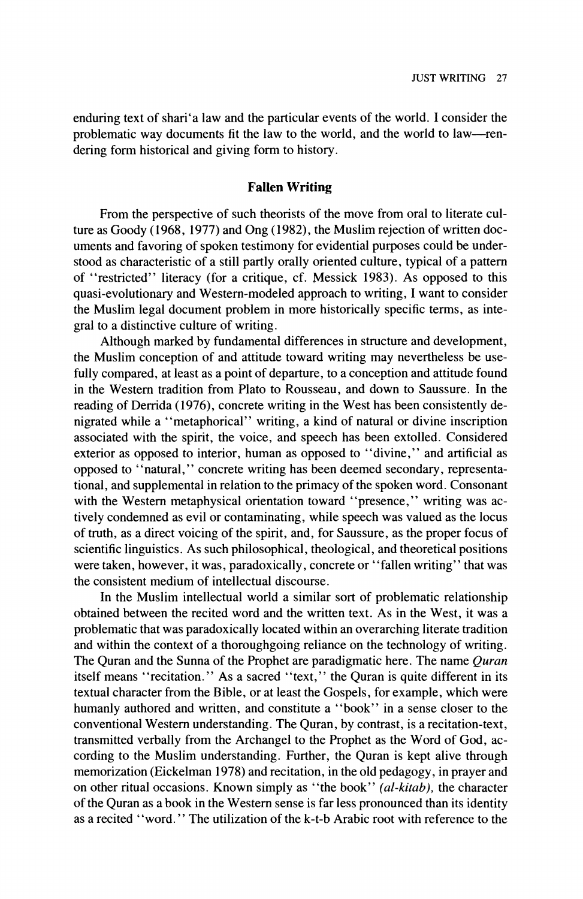enduring text of shari'a law and the particular events of the world. I consider the problematic way documents fit the law to the world, and the world to law—rendering form historical and giving form to history.

## Fallen Writing

From the perspective of such theorists of the move from oral to literate culture as Goody (1968, 1977) and Ong (1982), the Muslim rejection of written documents and favoring of spoken testimony for evidential purposes could be understood as characteristic of a still partly orally oriented culture, typical of a pattern of "restricted" literacy (for a critique, cf. Messick 1983). As opposed to this quasi-evolutionary and Western-modeled approach to writing, I want to consider the Muslim legal document problem in more historically specific terms, as integral to a distinctive culture of writing.

Although marked by fundamental differences in structure and development, the Muslim conception of and attitude toward writing may nevertheless be usefully compared, at least as a point of departure, to a conception and attitude found in the Western tradition from Plato to Rousseau, and down to Saussure. In the reading of Derrida (1976), concrete writing in the West has been consistently denigrated while a "metaphorical" writing, a kind of natural or divine inscription associated with the spirit, the voice, and speech has been extolled. Considered exterior as opposed to interior, human as opposed to "divine," and artificial as opposed to "natural," concrete writing has been deemed secondary, representational, and supplemental in relation to the primacy of the spoken word. Consonant with the Western metaphysical orientation toward "presence," writing was actively condemned as evil or contaminating, while speech was valued as the locus of truth, as a direct voicing of the spirit, and, for Saussure, as the proper focus of scientific linguistics. As such philosophical, theological, and theoretical positions were taken, however, it was, paradoxically, concrete or "fallen writing" that was the consistent medium of intellectual discourse.

In the Muslim intellectual world a similar sort of problematic relationship obtained between the recited word and the written text. As in the West, it was a problematic that was paradoxically located within an overarching literate tradition and within the context of a thoroughgoing reliance on the technology of writing. The Quran and the Sunna of the Prophet are paradigmatic here. The name *Quran* itself means "recitation." As a sacred "text," the Quran is quite different in its textual character from the Bible, or at least the Gospels, for example, which were humanly authored and written, and constitute a "book" in a sense closer to the conventional Western understanding. The Quran, by contrast, is a recitation-text, transmitted verbally from the Archangel to the Prophet as the Word of God, according to the Muslim understanding. Further, the Quran is kept alive through memorization (Eickelman 1978) and recitation, in the old pedagogy, in prayer and on other ritual occasions. Known simply as "the book" *(al-kitab)*, the character of the Quran as a book in the Western sense is far less pronounced than its identity as a recited "word." The utilization of the k-t-b Arabic root with reference to the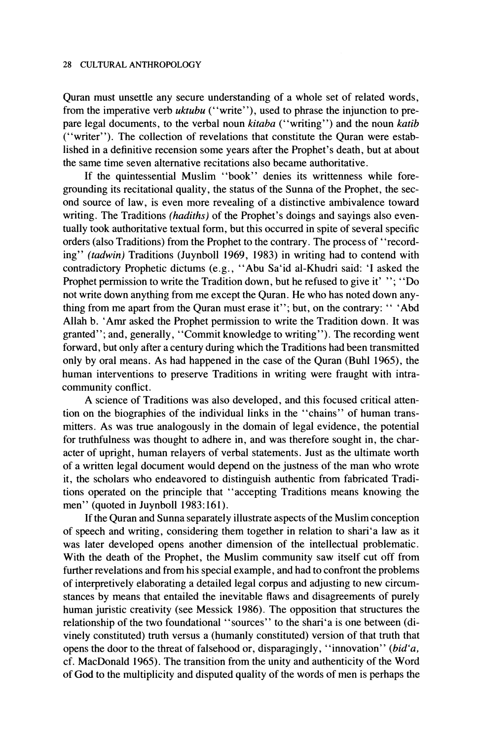Quran must unsettle any secure understanding of a whole set of related words, from the imperative verb *uktubu* ("write"), used to phrase the injunction to prepare legal documents, to the verbal noun *kitaba* ("writing") and the noun *katib* ("writer"). The collection of revelations that constitute the Quran were established in a definitive recension some years after the Prophet's death, but at about the same time seven alternative recitations also became authoritative.

If the quintessential Muslim "book" denies its writtenness while foregrounding its recitational quality, the status of the Sunna of the Prophet, the second source of law, is even more revealing of a distinctive ambivalence toward writing. The Traditions *(hadiths)* of the Prophet's doings and sayings also eventually took authoritative textual form, but this occurred in spite of several specific orders (also Traditions) from the Prophet to the contrary. The process of "recording" *(tadwin)* Traditions (Juynboll 1969, 1983) in writing had to contend with contradictory Prophetic dictums (e.g., "Abu Sa'id al-Khudri said: 'I asked the Prophet permission to write the Tradition down, but he refused to give it' "; "Do not write down anything from me except the Quran. He who has noted down anything from me apart from the Quran must erase it"; but, on the contrary: " 'Abd Allah b. 'Amr asked the Prophet permission to write the Tradition down. It was granted"; and, generally, "Commit knowledge to writing"). The recording went forward, but only after a century during which the Traditions had been transmitted only by oral means. As had happened in the case of the Quran (Buhl 1965), the human interventions to preserve Traditions in writing were fraught with intra-community conflict.

A science of Traditions was also developed, and this focused critical attention on the biographies of the individual links in the "chains" of human transmitters. As was true analogously in the domain of legal evidence, the potential for truthfulness was thought to adhere in, and was therefore sought in, the character of upright, human relayers of verbal statements. Just as the ultimate worth of a written legal document would depend on the justness of the man who wrote it, the scholars who endeavored to distinguish authentic from fabricated Traditions operated on the principle that "accepting Traditions means knowing the men" (quoted in Juynboll 1983:161).

If the Quran and Sunna separately illustrate aspects of the Muslim conception of speech and writing, considering them together in relation to shari'a law as it was later developed opens another dimension of the intellectual problematic. With the death of the Prophet, the Muslim community saw itself cut off from further revelations and from his special example, and had to confront the problems of interpretively elaborating a detailed legal corpus and adjusting to new circumstances by means that entailed the inevitable flaws and disagreements of purely human juristic creativity (see Messick 1986). The opposition that structures the relationship of the two foundational "sources" to the shari'a is one between (divinely constituted) truth versus a (humanly constituted) version of that truth that opens the door to the threat of falsehood or, disparagingly, "innovation" *(bid'a,* cf. MacDonald 1965). The transition from the unity and authenticity of the Word of God to the multiplicity and disputed quality of the words of men is perhaps the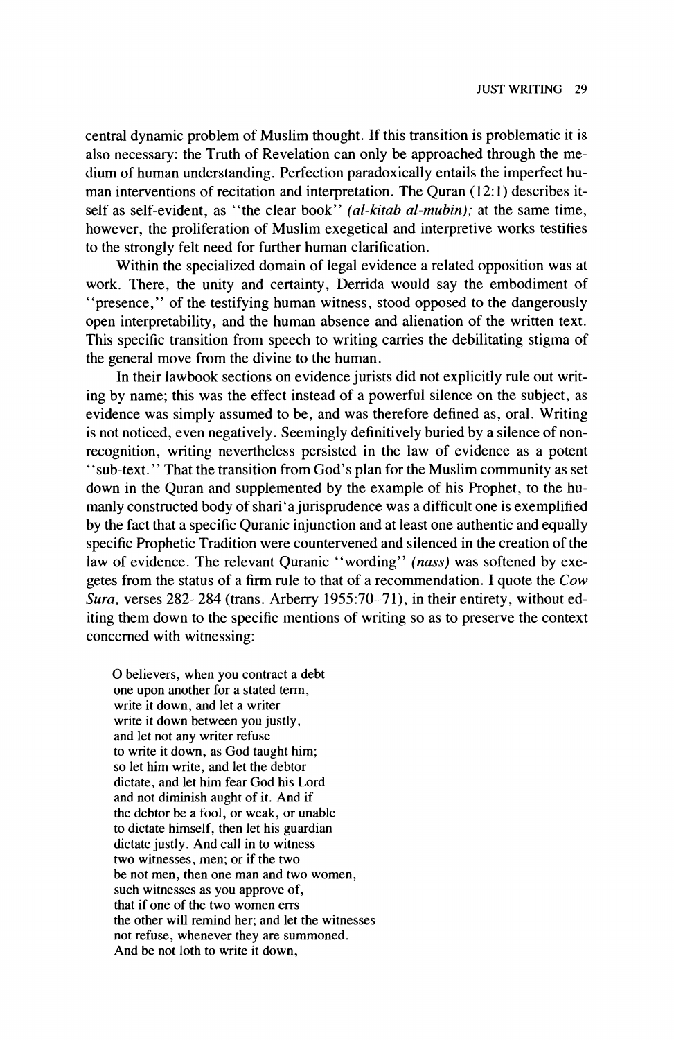central dynamic problem of Muslim thought. If this transition is problematic it is also necessary: the Truth of Revelation can only be approached through the medium of human understanding. Perfection paradoxically entails the imperfect human interventions of recitation and interpretation. The Quran (12:1) describes itself as self-evident, as "the clear book" *(al-kitab al-mubin);* at the same time, however, the proliferation of Muslim exegetical and interpretive works testifies to the strongly felt need for further human clarification.

Within the specialized domain of legal evidence a related opposition was at work. There, the unity and certainty, Derrida would say the embodiment of "presence," of the testifying human witness, stood opposed to the dangerously open interpretability, and the human absence and alienation of the written text. This specific transition from speech to writing carries the debilitating stigma of the general move from the divine to the human.

In their lawbook sections on evidence jurists did not explicitly rule out writing by name; this was the effect instead of a powerful silence on the subject, as evidence was simply assumed to be, and was therefore defined as, oral. Writing is not noticed, even negatively. Seemingly definitively buried by a silence of non-recognition, writing nevertheless persisted in the law of evidence as a potent "sub-text." That the transition from God's plan for the Muslim community as set down in the Quran and supplemented by the example of his Prophet, to the humanly constructed body of shari'a jurisprudence was a difficult one is exemplified by the fact that a specific Quranic injunction and at least one authentic and equally specific Prophetic Tradition were countervened and silenced in the creation of the law of evidence. The relevant Quranic "wording" *(nass)* was softened by exegetes from the status of a firm rule to that of a recommendation. I quote the *Cow Sura,* verses 282–284 (trans. Arberry 1955:70–71), in their entirety, without editing them down to the specific mentions of writing so as to preserve the context concerned with witnessing:

> O believers, when you contract a debt
> one upon another for a stated term,
> write it down, and let a writer
> write it down between you justly,
> and let not any writer refuse
> to write it down, as God taught him;
> so let him write, and let the debtor
> dictate, and let him fear God his Lord
> and not diminish aught of it. And if
> the debtor be a fool, or weak, or unable
> to dictate himself, then let his guardian
> dictate justly. And call in to witness
> two witnesses, men; or if the two
> be not men, then one man and two women,
> such witnesses as you approve of,
> that if one of the two women errs
> the other will remind her; and let the witnesses
> not refuse, whenever they are summoned.
> And be not loth to write it down,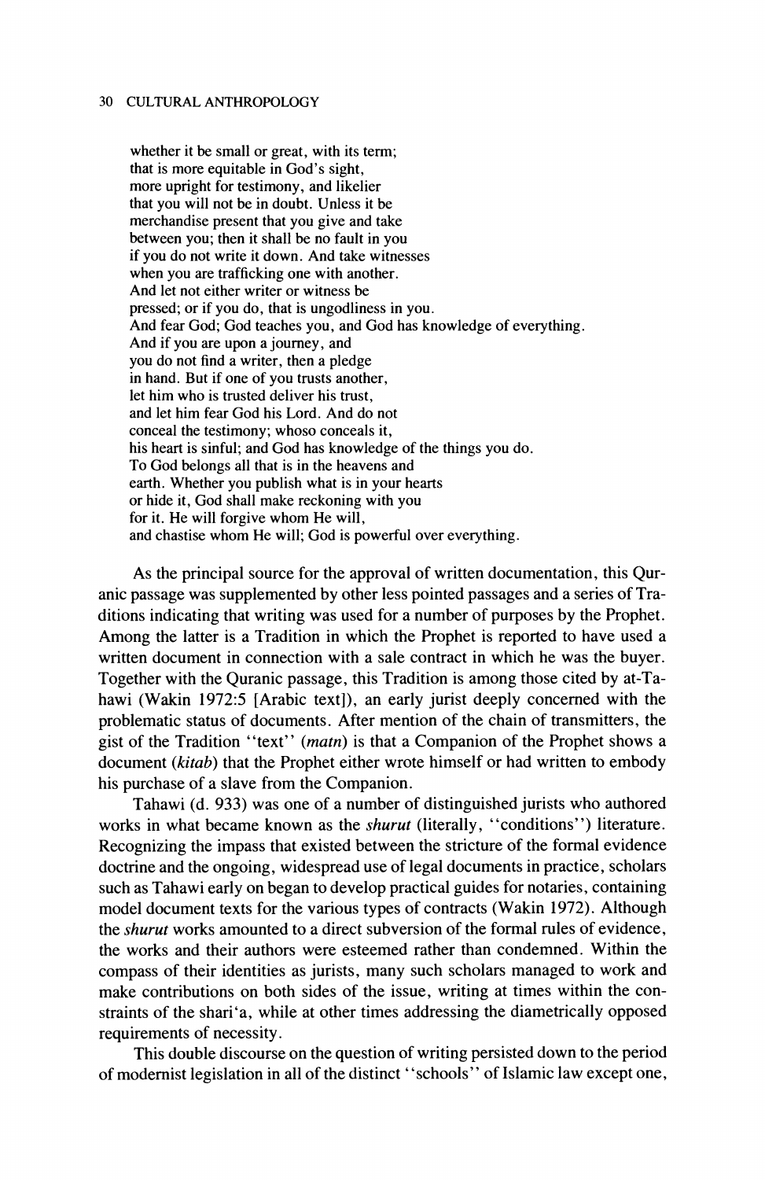whether it be small or great, with its term;  
that is more equitable in God's sight,  
more upright for testimony, and likelier  
that you will not be in doubt. Unless it be  
merchandise present that you give and take  
between you; then it shall be no fault in you  
if you do not write it down. And take witnesses  
when you are trafficking one with another.  
And let not either writer or witness be  
pressed; or if you do, that is ungodliness in you.  
And fear God; God teaches you, and God has knowledge of everything.  
And if you are upon a journey, and  
you do not find a writer, then a pledge  
in hand. But if one of you trusts another,  
let him who is trusted deliver his trust,  
and let him fear God his Lord. And do not  
conceal the testimony; whoso conceals it,  
his heart is sinful; and God has knowledge of the things you do.  
To God belongs all that is in the heavens and  
earth. Whether you publish what is in your hearts  
or hide it, God shall make reckoning with you  
for it. He will forgive whom He will,  
and chastise whom He will; God is powerful over everything.

As the principal source for the approval of written documentation, this Quranic passage was supplemented by other less pointed passages and a series of Traditions indicating that writing was used for a number of purposes by the Prophet. Among the latter is a Tradition in which the Prophet is reported to have used a written document in connection with a sale contract in which he was the buyer. Together with the Quranic passage, this Tradition is among those cited by at-Tahawi (Wakin 1972:5 [Arabic text]), an early jurist deeply concerned with the problematic status of documents. After mention of the chain of transmitters, the gist of the Tradition "text" (*matn*) is that a Companion of the Prophet shows a document (*kitab*) that the Prophet either wrote himself or had written to embody his purchase of a slave from the Companion.

Tahawi (d. 933) was one of a number of distinguished jurists who authored works in what became known as the *shurut* (literally, "conditions") literature. Recognizing the impass that existed between the stricture of the formal evidence doctrine and the ongoing, widespread use of legal documents in practice, scholars such as Tahawi early on began to develop practical guides for notaries, containing model document texts for the various types of contracts (Wakin 1972). Although the *shurut* works amounted to a direct subversion of the formal rules of evidence, the works and their authors were esteemed rather than condemned. Within the compass of their identities as jurists, many such scholars managed to work and make contributions on both sides of the issue, writing at times within the constraints of the shari'a, while at other times addressing the diametrically opposed requirements of necessity.

This double discourse on the question of writing persisted down to the period of modernist legislation in all of the distinct "schools" of Islamic law except one,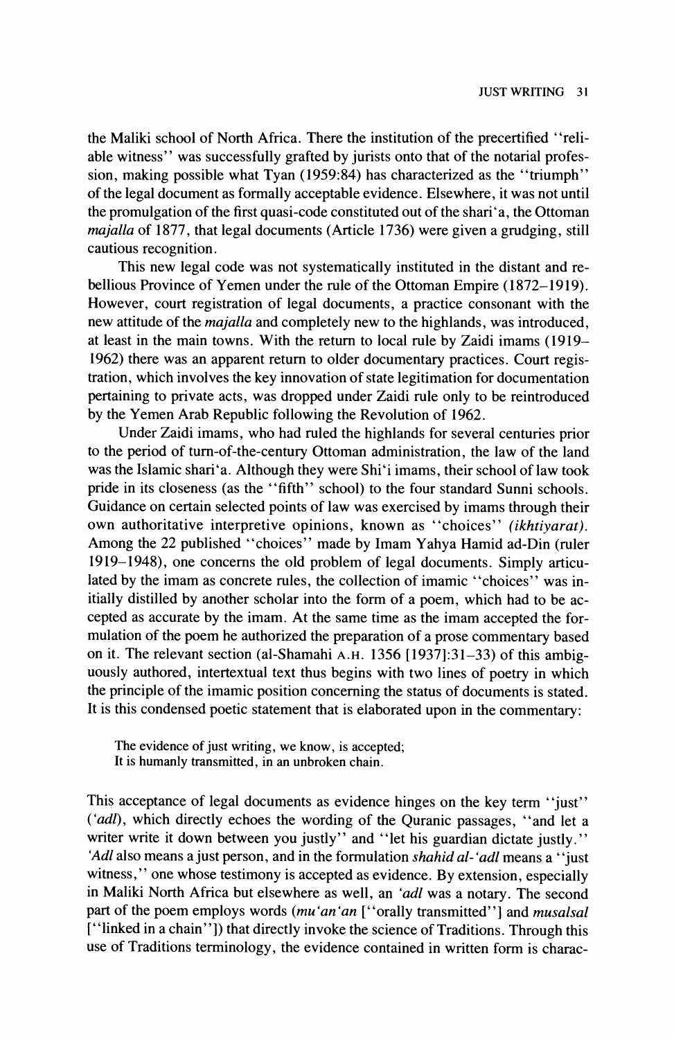the Maliki school of North Africa. There the institution of the precertified "reliable witness" was successfully grafted by jurists onto that of the notarial profession, making possible what Tyan (1959:84) has characterized as the "triumph" of the legal document as formally acceptable evidence. Elsewhere, it was not until the promulgation of the first quasi-code constituted out of the shari'a, the Ottoman *majalla* of 1877, that legal documents (Article 1736) were given a grudging, still cautious recognition.

This new legal code was not systematically instituted in the distant and rebellious Province of Yemen under the rule of the Ottoman Empire (1872–1919). However, court registration of legal documents, a practice consonant with the new attitude of the *majalla* and completely new to the highlands, was introduced, at least in the main towns. With the return to local rule by Zaidi imams (1919–1962) there was an apparent return to older documentary practices. Court registration, which involves the key innovation of state legitimation for documentation pertaining to private acts, was dropped under Zaidi rule only to be reintroduced by the Yemen Arab Republic following the Revolution of 1962.

Under Zaidi imams, who had ruled the highlands for several centuries prior to the period of turn-of-the-century Ottoman administration, the law of the land was the Islamic shari'a. Although they were Shi'i imams, their school of law took pride in its closeness (as the "fifth" school) to the four standard Sunni schools. Guidance on certain selected points of law was exercised by imams through their own authoritative interpretive opinions, known as "choices" *(ikhtiyarat)*. Among the 22 published "choices" made by Imam Yahya Hamid ad-Din (ruler 1919–1948), one concerns the old problem of legal documents. Simply articulated by the imam as concrete rules, the collection of imamic "choices" was initially distilled by another scholar into the form of a poem, which had to be accepted as accurate by the imam. At the same time as the imam accepted the formulation of the poem he authorized the preparation of a prose commentary based on it. The relevant section (al-Shamahi A.H. 1356 [1937]:31–33) of this ambiguously authored, intertextual text thus begins with two lines of poetry in which the principle of the imamic position concerning the status of documents is stated. It is this condensed poetic statement that is elaborated upon in the commentary:

> The evidence of just writing, we know, is accepted;
> It is humanly transmitted, in an unbroken chain.

This acceptance of legal documents as evidence hinges on the key term "just" (*'adl*), which directly echoes the wording of the Quranic passages, "and let a writer write it down between you justly" and "let his guardian dictate justly." *'Adl* also means a just person, and in the formulation *shahid al-'adl* means a "just witness," one whose testimony is accepted as evidence. By extension, especially in Maliki North Africa but elsewhere as well, an *'adl* was a notary. The second part of the poem employs words (*mu'an'an* ["orally transmitted"] and *musalsal* ["linked in a chain"]) that directly invoke the science of Traditions. Through this use of Traditions terminology, the evidence contained in written form is charac-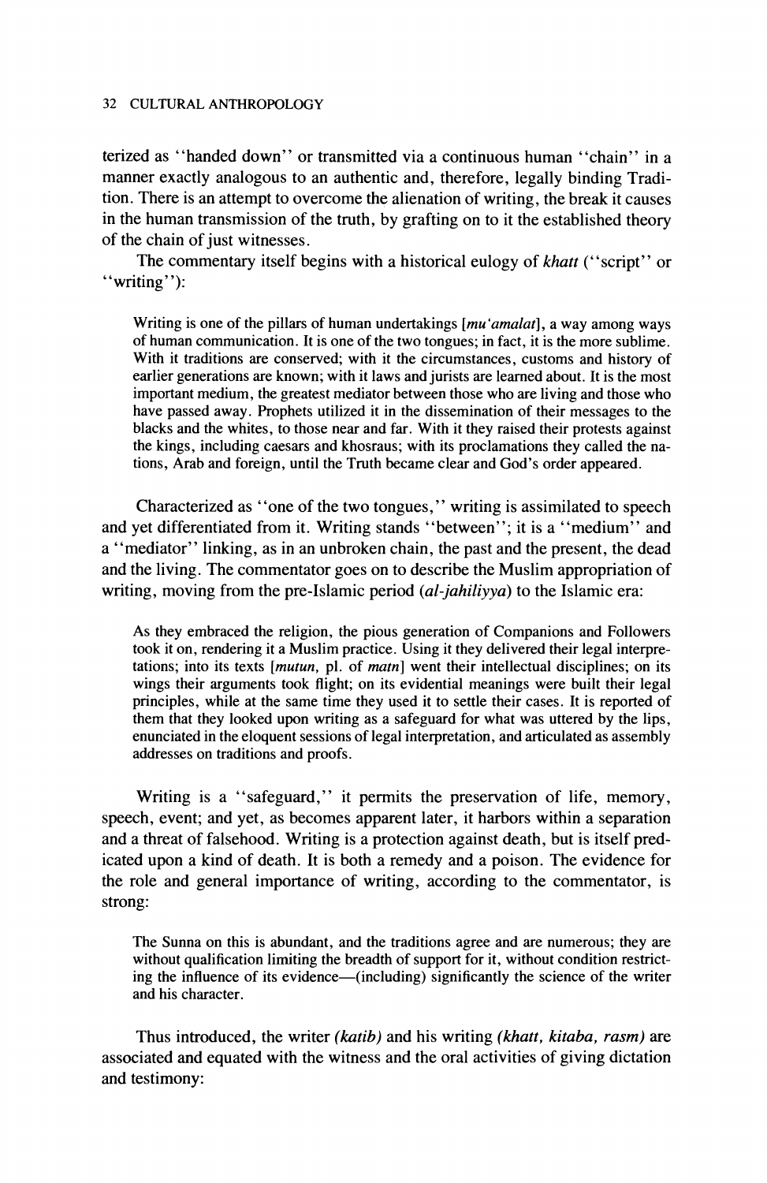terized as "handed down" or transmitted via a continuous human "chain" in a manner exactly analogous to an authentic and, therefore, legally binding Tradition. There is an attempt to overcome the alienation of writing, the break it causes in the human transmission of the truth, by grafting on to it the established theory of the chain of just witnesses.

The commentary itself begins with a historical eulogy of *khatt* ("script" or "writing"):

> Writing is one of the pillars of human undertakings [*mu'amalat*], a way among ways of human communication. It is one of the two tongues; in fact, it is the more sublime. With it traditions are conserved; with it the circumstances, customs and history of earlier generations are known; with it laws and jurists are learned about. It is the most important medium, the greatest mediator between those who are living and those who have passed away. Prophets utilized it in the dissemination of their messages to the blacks and the whites, to those near and far. With it they raised their protests against the kings, including caesars and khosraus; with its proclamations they called the nations, Arab and foreign, until the Truth became clear and God's order appeared.

Characterized as "one of the two tongues," writing is assimilated to speech and yet differentiated from it. Writing stands "between"; it is a "medium" and a "mediator" linking, as in an unbroken chain, the past and the present, the dead and the living. The commentator goes on to describe the Muslim appropriation of writing, moving from the pre-Islamic period *(al-jahiliyya)* to the Islamic era:

> As they embraced the religion, the pious generation of Companions and Followers took it on, rendering it a Muslim practice. Using it they delivered their legal interpretations; into its texts [*mutun*, pl. of *matn*] went their intellectual disciplines; on its wings their arguments took flight; on its evidential meanings were built their legal principles, while at the same time they used it to settle their cases. It is reported of them that they looked upon writing as a safeguard for what was uttered by the lips, enunciated in the eloquent sessions of legal interpretation, and articulated as assembly addresses on traditions and proofs.

Writing is a "safeguard," it permits the preservation of life, memory, speech, event; and yet, as becomes apparent later, it harbors within a separation and a threat of falsehood. Writing is a protection against death, but is itself predicated upon a kind of death. It is both a remedy and a poison. The evidence for the role and general importance of writing, according to the commentator, is strong:

> The Sunna on this is abundant, and the traditions agree and are numerous; they are without qualification limiting the breadth of support for it, without condition restricting the influence of its evidence—(including) significantly the science of the writer and his character.

Thus introduced, the writer *(katib)* and his writing *(khatt, kitaba, rasm)* are associated and equated with the witness and the oral activities of giving dictation and testimony: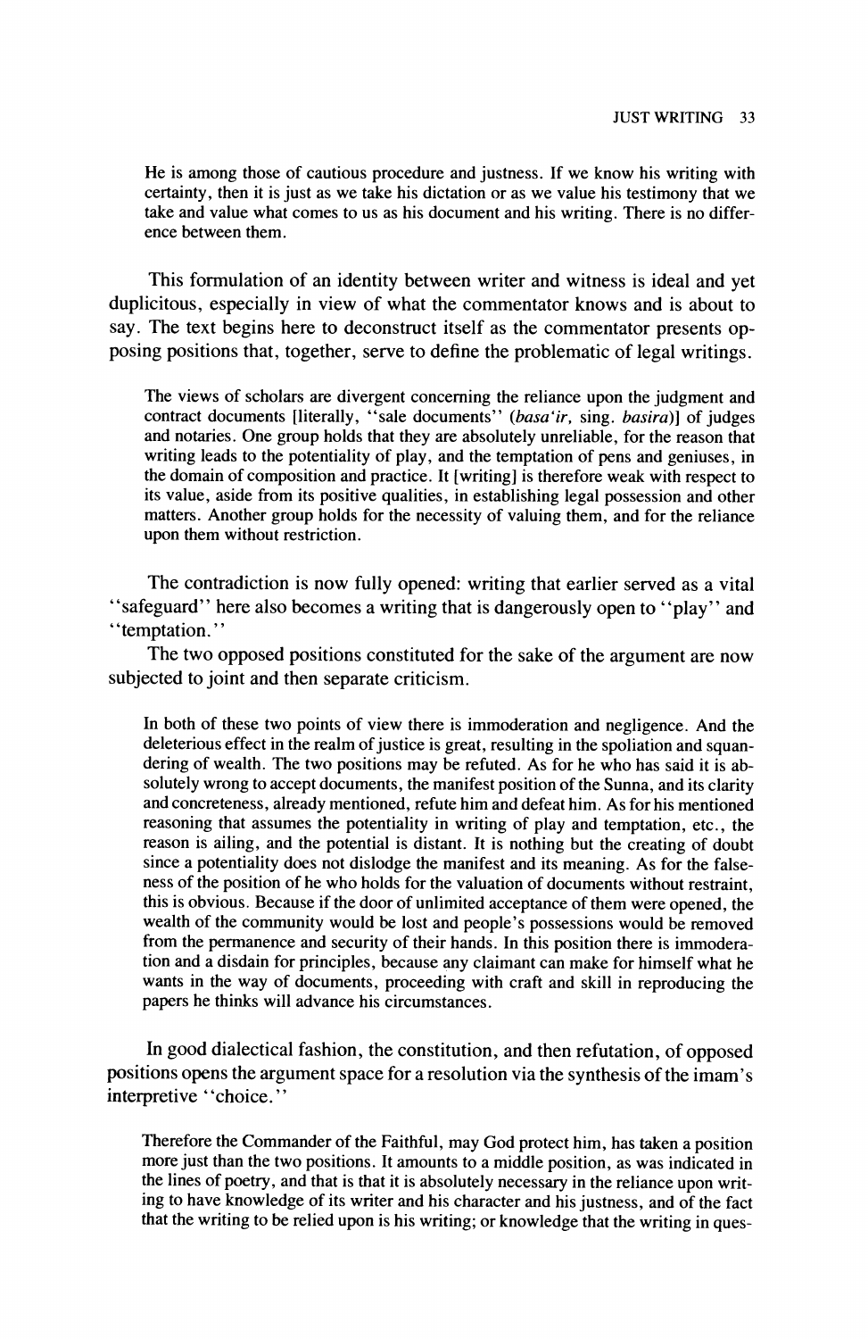> He is among those of cautious procedure and justness. If we know his writing with certainty, then it is just as we take his dictation or as we value his testimony that we take and value what comes to us as his document and his writing. There is no difference between them.

This formulation of an identity between writer and witness is ideal and yet duplicitous, especially in view of what the commentator knows and is about to say. The text begins here to deconstruct itself as the commentator presents opposing positions that, together, serve to define the problematic of legal writings.

> The views of scholars are divergent concerning the reliance upon the judgment and contract documents [literally, "sale documents" (*basa'ir*, sing. *basira*)] of judges and notaries. One group holds that they are absolutely unreliable, for the reason that writing leads to the potentiality of play, and the temptation of pens and geniuses, in the domain of composition and practice. It [writing] is therefore weak with respect to its value, aside from its positive qualities, in establishing legal possession and other matters. Another group holds for the necessity of valuing them, and for the reliance upon them without restriction.

The contradiction is now fully opened: writing that earlier served as a vital "safeguard" here also becomes a writing that is dangerously open to "play" and "temptation."

The two opposed positions constituted for the sake of the argument are now subjected to joint and then separate criticism.

> In both of these two points of view there is immoderation and negligence. And the deleterious effect in the realm of justice is great, resulting in the spoliation and squandering of wealth. The two positions may be refuted. As for he who has said it is absolutely wrong to accept documents, the manifest position of the Sunna, and its clarity and concreteness, already mentioned, refute him and defeat him. As for his mentioned reasoning that assumes the potentiality in writing of play and temptation, etc., the reason is ailing, and the potential is distant. It is nothing but the creating of doubt since a potentiality does not dislodge the manifest and its meaning. As for the falseness of the position of he who holds for the valuation of documents without restraint, this is obvious. Because if the door of unlimited acceptance of them were opened, the wealth of the community would be lost and people's possessions would be removed from the permanence and security of their hands. In this position there is immoderation and a disdain for principles, because any claimant can make for himself what he wants in the way of documents, proceeding with craft and skill in reproducing the papers he thinks will advance his circumstances.

In good dialectical fashion, the constitution, and then refutation, of opposed positions opens the argument space for a resolution via the synthesis of the imam's interpretive "choice."

> Therefore the Commander of the Faithful, may God protect him, has taken a position more just than the two positions. It amounts to a middle position, as was indicated in the lines of poetry, and that is that it is absolutely necessary in the reliance upon writing to have knowledge of its writer and his character and his justness, and of the fact that the writing to be relied upon is his writing; or knowledge that the writing in ques-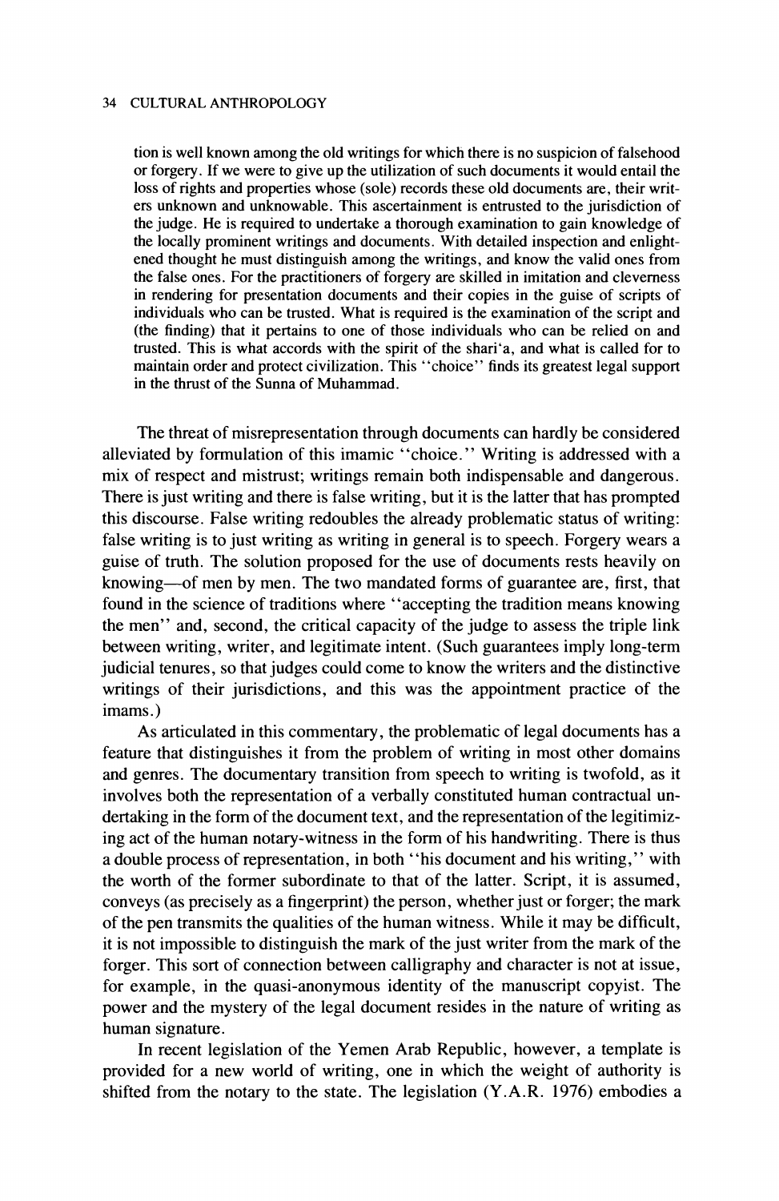> tion is well known among the old writings for which there is no suspicion of falsehood or forgery. If we were to give up the utilization of such documents it would entail the loss of rights and properties whose (sole) records these old documents are, their writers unknown and unknowable. This ascertainment is entrusted to the jurisdiction of the judge. He is required to undertake a thorough examination to gain knowledge of the locally prominent writings and documents. With detailed inspection and enlightened thought he must distinguish among the writings, and know the valid ones from the false ones. For the practitioners of forgery are skilled in imitation and cleverness in rendering for presentation documents and their copies in the guise of scripts of individuals who can be trusted. What is required is the examination of the script and (the finding) that it pertains to one of those individuals who can be relied on and trusted. This is what accords with the spirit of the shari'a, and what is called for to maintain order and protect civilization. This "choice" finds its greatest legal support in the thrust of the Sunna of Muhammad.

The threat of misrepresentation through documents can hardly be considered alleviated by formulation of this imamic "choice." Writing is addressed with a mix of respect and mistrust; writings remain both indispensable and dangerous. There is just writing and there is false writing, but it is the latter that has prompted this discourse. False writing redoubles the already problematic status of writing: false writing is to just writing as writing in general is to speech. Forgery wears a guise of truth. The solution proposed for the use of documents rests heavily on knowing—of men by men. The two mandated forms of guarantee are, first, that found in the science of traditions where "accepting the tradition means knowing the men" and, second, the critical capacity of the judge to assess the triple link between writing, writer, and legitimate intent. (Such guarantees imply long-term judicial tenures, so that judges could come to know the writers and the distinctive writings of their jurisdictions, and this was the appointment practice of the imams.)

As articulated in this commentary, the problematic of legal documents has a feature that distinguishes it from the problem of writing in most other domains and genres. The documentary transition from speech to writing is twofold, as it involves both the representation of a verbally constituted human contractual undertaking in the form of the document text, and the representation of the legitimizing act of the human notary-witness in the form of his handwriting. There is thus a double process of representation, in both "his document and his writing," with the worth of the former subordinate to that of the latter. Script, it is assumed, conveys (as precisely as a fingerprint) the person, whether just or forger; the mark of the pen transmits the qualities of the human witness. While it may be difficult, it is not impossible to distinguish the mark of the just writer from the mark of the forger. This sort of connection between calligraphy and character is not at issue, for example, in the quasi-anonymous identity of the manuscript copyist. The power and the mystery of the legal document resides in the nature of writing as human signature.

In recent legislation of the Yemen Arab Republic, however, a template is provided for a new world of writing, one in which the weight of authority is shifted from the notary to the state. The legislation (Y.A.R. 1976) embodies a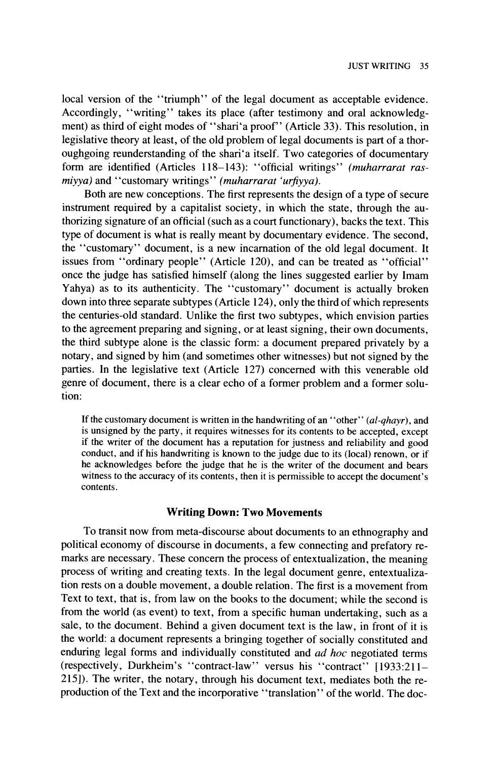local version of the "triumph" of the legal document as acceptable evidence. Accordingly, "writing" takes its place (after testimony and oral acknowledgment) as third of eight modes of "shari'a proof" (Article 33). This resolution, in legislative theory at least, of the old problem of legal documents is part of a thoroughgoing reunderstanding of the shari'a itself. Two categories of documentary form are identified (Articles 118–143): "official writings" *(muharrarat rasmiyya)* and "customary writings" *(muharrarat 'urfiyya)*.

Both are new conceptions. The first represents the design of a type of secure instrument required by a capitalist society, in which the state, through the authorizing signature of an official (such as a court functionary), backs the text. This type of document is what is really meant by documentary evidence. The second, the "customary" document, is a new incarnation of the old legal document. It issues from "ordinary people" (Article 120), and can be treated as "official" once the judge has satisfied himself (along the lines suggested earlier by Imam Yahya) as to its authenticity. The "customary" document is actually broken down into three separate subtypes (Article 124), only the third of which represents the centuries-old standard. Unlike the first two subtypes, which envision parties to the agreement preparing and signing, or at least signing, their own documents, the third subtype alone is the classic form: a document prepared privately by a notary, and signed by him (and sometimes other witnesses) but not signed by the parties. In the legislative text (Article 127) concerned with this venerable old genre of document, there is a clear echo of a former problem and a former solution:

> If the customary document is written in the handwriting of an "other" *(al-qhayr)*, and is unsigned by the party, it requires witnesses for its contents to be accepted, except if the writer of the document has a reputation for justness and reliability and good conduct, and if his handwriting is known to the judge due to its (local) renown, or if he acknowledges before the judge that he is the writer of the document and bears witness to the accuracy of its contents, then it is permissible to accept the document's contents.

## Writing Down: Two Movements

To transit now from meta-discourse about documents to an ethnography and political economy of discourse in documents, a few connecting and prefatory remarks are necessary. These concern the process of entextualization, the meaning process of writing and creating texts. In the legal document genre, entextualization rests on a double movement, a double relation. The first is a movement from Text to text, that is, from law on the books to the document; while the second is from the world (as event) to text, from a specific human undertaking, such as a sale, to the document. Behind a given document text is the law, in front of it is the world: a document represents a bringing together of socially constituted and enduring legal forms and individually constituted and *ad hoc* negotiated terms (respectively, Durkheim's "contract-law" versus his "contract" [1933:211–215]). The writer, the notary, through his document text, mediates both the reproduction of the Text and the incorporative "translation" of the world. The doc-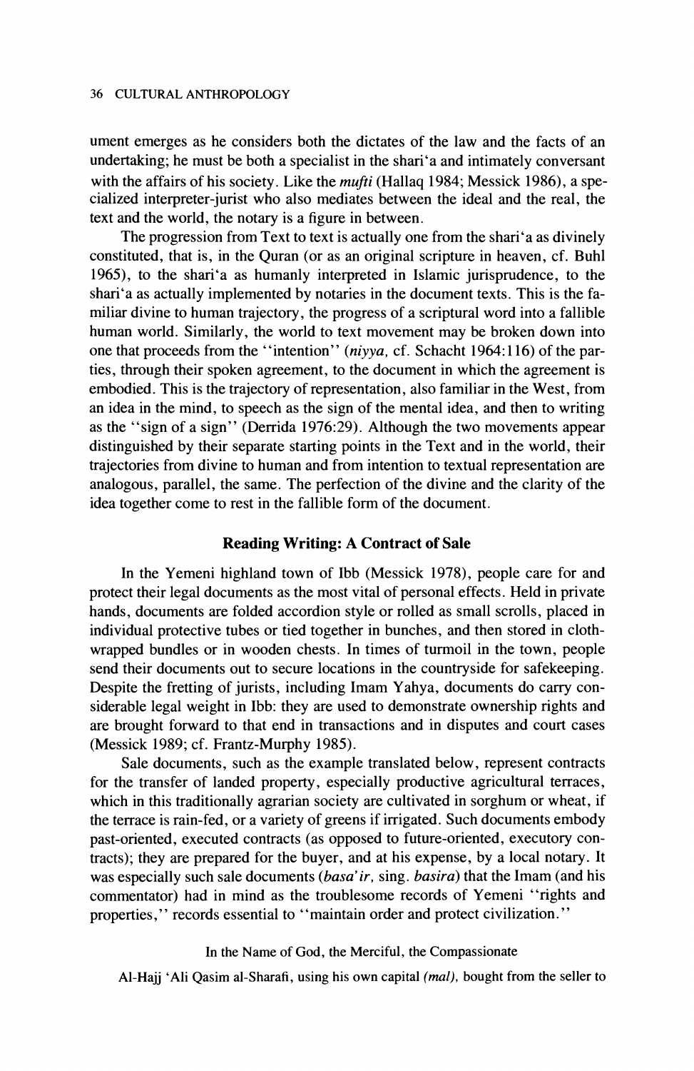ument emerges as he considers both the dictates of the law and the facts of an undertaking; he must be both a specialist in the shari'a and intimately conversant with the affairs of his society. Like the *mufti* (Hallaq 1984; Messick 1986), a specialized interpreter-jurist who also mediates between the ideal and the real, the text and the world, the notary is a figure in between.

The progression from Text to text is actually one from the shari'a as divinely constituted, that is, in the Quran (or as an original scripture in heaven, cf. Buhl 1965), to the shari'a as humanly interpreted in Islamic jurisprudence, to the shari'a as actually implemented by notaries in the document texts. This is the familiar divine to human trajectory, the progress of a scriptural word into a fallible human world. Similarly, the world to text movement may be broken down into one that proceeds from the "intention" (*niyya*, cf. Schacht 1964:116) of the parties, through their spoken agreement, to the document in which the agreement is embodied. This is the trajectory of representation, also familiar in the West, from an idea in the mind, to speech as the sign of the mental idea, and then to writing as the "sign of a sign" (Derrida 1976:29). Although the two movements appear distinguished by their separate starting points in the Text and in the world, their trajectories from divine to human and from intention to textual representation are analogous, parallel, the same. The perfection of the divine and the clarity of the idea together come to rest in the fallible form of the document.

## Reading Writing: A Contract of Sale

In the Yemeni highland town of Ibb (Messick 1978), people care for and protect their legal documents as the most vital of personal effects. Held in private hands, documents are folded accordion style or rolled as small scrolls, placed in individual protective tubes or tied together in bunches, and then stored in cloth-wrapped bundles or in wooden chests. In times of turmoil in the town, people send their documents out to secure locations in the countryside for safekeeping. Despite the fretting of jurists, including Imam Yahya, documents do carry considerable legal weight in Ibb: they are used to demonstrate ownership rights and are brought forward to that end in transactions and in disputes and court cases (Messick 1989; cf. Frantz-Murphy 1985).

Sale documents, such as the example translated below, represent contracts for the transfer of landed property, especially productive agricultural terraces, which in this traditionally agrarian society are cultivated in sorghum or wheat, if the terrace is rain-fed, or a variety of greens if irrigated. Such documents embody past-oriented, executed contracts (as opposed to future-oriented, executory contracts); they are prepared for the buyer, and at his expense, by a local notary. It was especially such sale documents (*basa'ir*, sing. *basira*) that the Imam (and his commentator) had in mind as the troublesome records of Yemeni "rights and properties," records essential to "maintain order and protect civilization."

In the Name of God, the Merciful, the Compassionate

Al-Hajj 'Ali Qasim al-Sharafi, using his own capital *(mal)*, bought from the seller to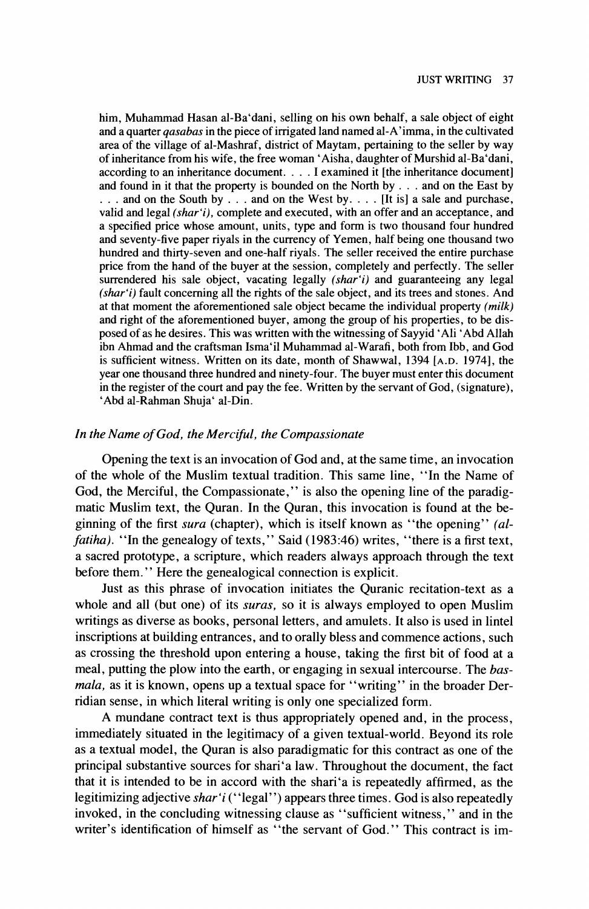him, Muhammad Hasan al-Ba'dani, selling on his own behalf, a sale object of eight and a quarter *qasabas* in the piece of irrigated land named al-A'imma, in the cultivated area of the village of al-Mashraf, district of Maytam, pertaining to the seller by way of inheritance from his wife, the free woman 'Aisha, daughter of Murshid al-Ba'dani, according to an inheritance document. . . . I examined it [the inheritance document] and found in it that the property is bounded on the North by . . . and on the East by . . . and on the South by . . . and on the West by. . . . [It is] a sale and purchase, valid and legal *(shar'i)*, complete and executed, with an offer and an acceptance, and a specified price whose amount, units, type and form is two thousand four hundred and seventy-five paper riyals in the currency of Yemen, half being one thousand two hundred and thirty-seven and one-half riyals. The seller received the entire purchase price from the hand of the buyer at the session, completely and perfectly. The seller surrendered his sale object, vacating legally *(shar'i)* and guaranteeing any legal *(shar'i)* fault concerning all the rights of the sale object, and its trees and stones. And at that moment the aforementioned sale object became the individual property *(milk)* and right of the aforementioned buyer, among the group of his properties, to be disposed of as he desires. This was written with the witnessing of Sayyid 'Ali 'Abd Allah ibn Ahmad and the craftsman Isma'il Muhammad al-Warafi, both from Ibb, and God is sufficient witness. Written on its date, month of Shawwal, 1394 [A.D. 1974], the year one thousand three hundred and ninety-four. The buyer must enter this document in the register of the court and pay the fee. Written by the servant of God, (signature), 'Abd al-Rahman Shuja' al-Din.

### *In the Name of God, the Merciful, the Compassionate*

Opening the text is an invocation of God and, at the same time, an invocation of the whole of the Muslim textual tradition. This same line, "In the Name of God, the Merciful, the Compassionate," is also the opening line of the paradigmatic Muslim text, the Quran. In the Quran, this invocation is found at the beginning of the first *sura* (chapter), which is itself known as "the opening" *(al-fatiha)*. "In the genealogy of texts," Said (1983:46) writes, "there is a first text, a sacred prototype, a scripture, which readers always approach through the text before them." Here the genealogical connection is explicit.

Just as this phrase of invocation initiates the Quranic recitation-text as a whole and all (but one) of its *suras*, so it is always employed to open Muslim writings as diverse as books, personal letters, and amulets. It also is used in lintel inscriptions at building entrances, and to orally bless and commence actions, such as crossing the threshold upon entering a house, taking the first bit of food at a meal, putting the plow into the earth, or engaging in sexual intercourse. The *basmala*, as it is known, opens up a textual space for "writing" in the broader Derridian sense, in which literal writing is only one specialized form.

A mundane contract text is thus appropriately opened and, in the process, immediately situated in the legitimacy of a given textual-world. Beyond its role as a textual model, the Quran is also paradigmatic for this contract as one of the principal substantive sources for shari'a law. Throughout the document, the fact that it is intended to be in accord with the shari'a is repeatedly affirmed, as the legitimizing adjective *shar'i* ("legal") appears three times. God is also repeatedly invoked, in the concluding witnessing clause as "sufficient witness," and in the writer's identification of himself as "the servant of God." This contract is im-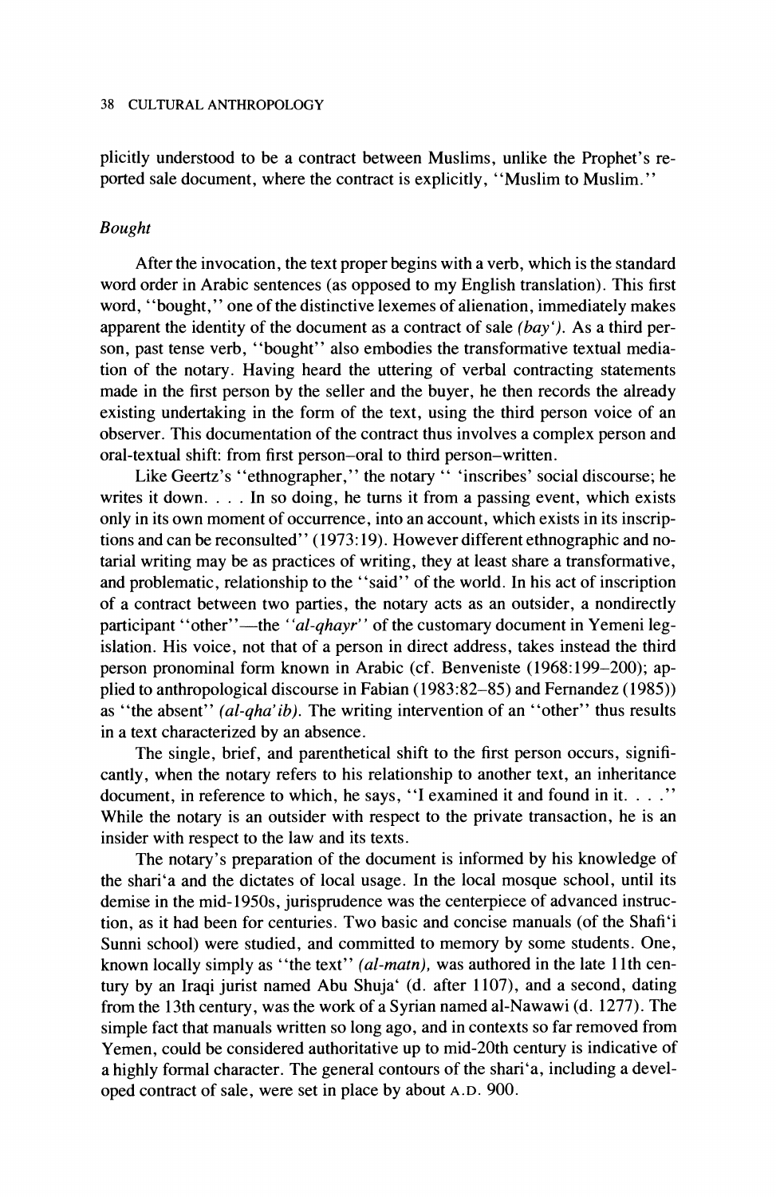plicitly understood to be a contract between Muslims, unlike the Prophet's reported sale document, where the contract is explicitly, "Muslim to Muslim."

### *Bought*

After the invocation, the text proper begins with a verb, which is the standard word order in Arabic sentences (as opposed to my English translation). This first word, "bought," one of the distinctive lexemes of alienation, immediately makes apparent the identity of the document as a contract of sale *(bay')*. As a third person, past tense verb, "bought" also embodies the transformative textual mediation of the notary. Having heard the uttering of verbal contracting statements made in the first person by the seller and the buyer, he then records the already existing undertaking in the form of the text, using the third person voice of an observer. This documentation of the contract thus involves a complex person and oral-textual shift: from first person–oral to third person–written.

Like Geertz's "ethnographer," the notary " 'inscribes' social discourse; he writes it down. . . . In so doing, he turns it from a passing event, which exists only in its own moment of occurrence, into an account, which exists in its inscriptions and can be reconsulted" (1973:19). However different ethnographic and notarial writing may be as practices of writing, they at least share a transformative, and problematic, relationship to the "said" of the world. In his act of inscription of a contract between two parties, the notary acts as an outsider, a nondirectly participant "other"—the *"al-qhayr"* of the customary document in Yemeni legislation. His voice, not that of a person in direct address, takes instead the third person pronominal form known in Arabic (cf. Benveniste (1968:199–200); applied to anthropological discourse in Fabian (1983:82–85) and Fernandez (1985)) as "the absent" *(al-qha'ib)*. The writing intervention of an "other" thus results in a text characterized by an absence.

The single, brief, and parenthetical shift to the first person occurs, significantly, when the notary refers to his relationship to another text, an inheritance document, in reference to which, he says, "I examined it and found in it. . . ." While the notary is an outsider with respect to the private transaction, he is an insider with respect to the law and its texts.

The notary's preparation of the document is informed by his knowledge of the shari'a and the dictates of local usage. In the local mosque school, until its demise in the mid-1950s, jurisprudence was the centerpiece of advanced instruction, as it had been for centuries. Two basic and concise manuals (of the Shafi'i Sunni school) were studied, and committed to memory by some students. One, known locally simply as "the text" *(al-matn)*, was authored in the late 11th century by an Iraqi jurist named Abu Shuja' (d. after 1107), and a second, dating from the 13th century, was the work of a Syrian named al-Nawawi (d. 1277). The simple fact that manuals written so long ago, and in contexts so far removed from Yemen, could be considered authoritative up to mid-20th century is indicative of a highly formal character. The general contours of the shari'a, including a developed contract of sale, were set in place by about A.D. 900.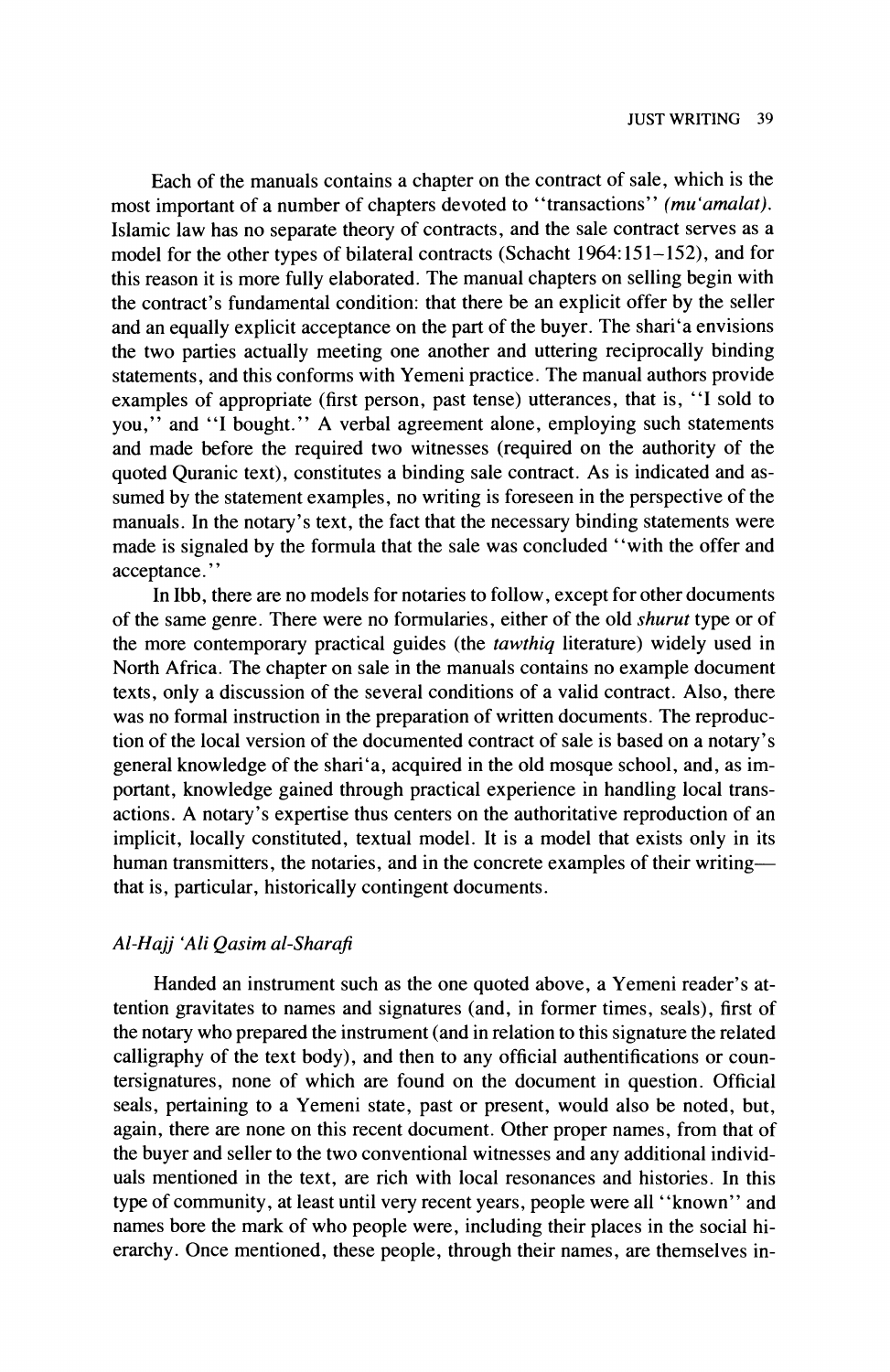Each of the manuals contains a chapter on the contract of sale, which is the most important of a number of chapters devoted to "transactions" *(mu'amalat)*. Islamic law has no separate theory of contracts, and the sale contract serves as a model for the other types of bilateral contracts (Schacht 1964:151–152), and for this reason it is more fully elaborated. The manual chapters on selling begin with the contract's fundamental condition: that there be an explicit offer by the seller and an equally explicit acceptance on the part of the buyer. The shari'a envisions the two parties actually meeting one another and uttering reciprocally binding statements, and this conforms with Yemeni practice. The manual authors provide examples of appropriate (first person, past tense) utterances, that is, "I sold to you," and "I bought." A verbal agreement alone, employing such statements and made before the required two witnesses (required on the authority of the quoted Quranic text), constitutes a binding sale contract. As is indicated and assumed by the statement examples, no writing is foreseen in the perspective of the manuals. In the notary's text, the fact that the necessary binding statements were made is signaled by the formula that the sale was concluded "with the offer and acceptance."

In Ibb, there are no models for notaries to follow, except for other documents of the same genre. There were no formularies, either of the old *shurut* type or of the more contemporary practical guides (the *tawthiq* literature) widely used in North Africa. The chapter on sale in the manuals contains no example document texts, only a discussion of the several conditions of a valid contract. Also, there was no formal instruction in the preparation of written documents. The reproduction of the local version of the documented contract of sale is based on a notary's general knowledge of the shari'a, acquired in the old mosque school, and, as important, knowledge gained through practical experience in handling local transactions. A notary's expertise thus centers on the authoritative reproduction of an implicit, locally constituted, textual model. It is a model that exists only in its human transmitters, the notaries, and in the concrete examples of their writing—that is, particular, historically contingent documents.

### *Al-Hajj 'Ali Qasim al-Sharafi*

Handed an instrument such as the one quoted above, a Yemeni reader's attention gravitates to names and signatures (and, in former times, seals), first of the notary who prepared the instrument (and in relation to this signature the related calligraphy of the text body), and then to any official authentifications or countersignatures, none of which are found on the document in question. Official seals, pertaining to a Yemeni state, past or present, would also be noted, but, again, there are none on this recent document. Other proper names, from that of the buyer and seller to the two conventional witnesses and any additional individuals mentioned in the text, are rich with local resonances and histories. In this type of community, at least until very recent years, people were all "known" and names bore the mark of who people were, including their places in the social hierarchy. Once mentioned, these people, through their names, are themselves in-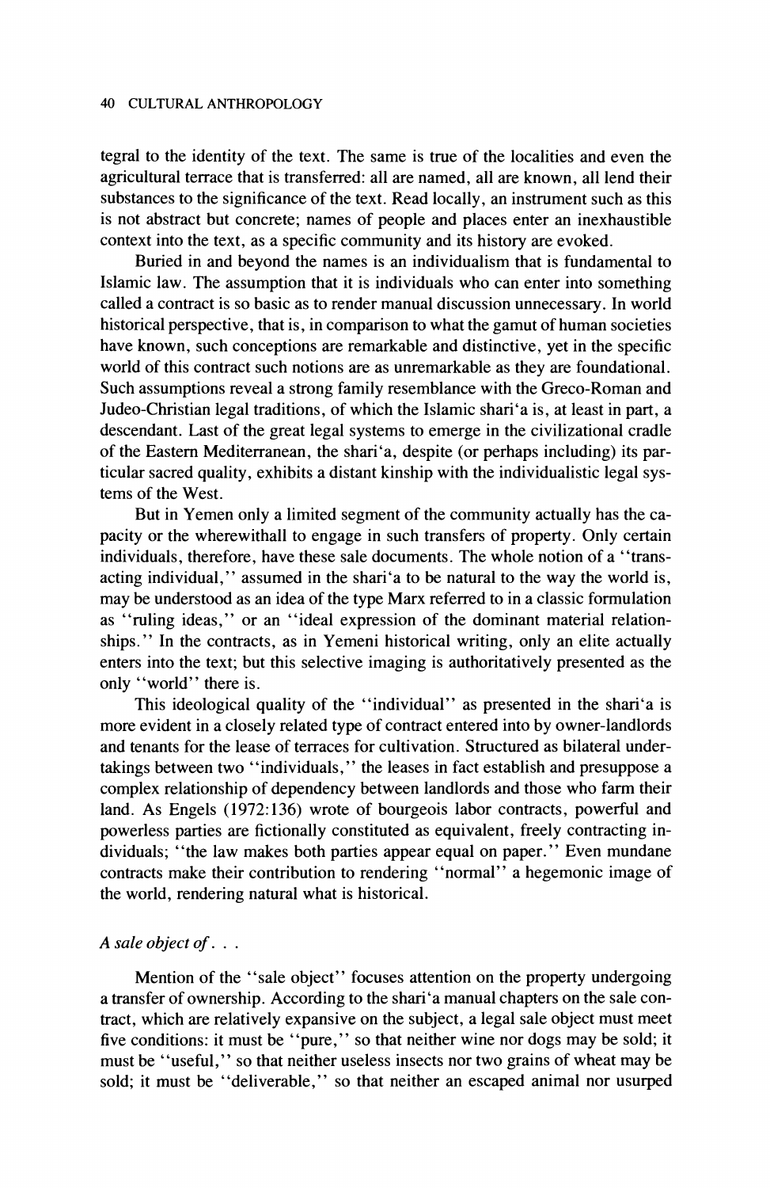tegral to the identity of the text. The same is true of the localities and even the agricultural terrace that is transferred: all are named, all are known, all lend their substances to the significance of the text. Read locally, an instrument such as this is not abstract but concrete; names of people and places enter an inexhaustible context into the text, as a specific community and its history are evoked.

Buried in and beyond the names is an individualism that is fundamental to Islamic law. The assumption that it is individuals who can enter into something called a contract is so basic as to render manual discussion unnecessary. In world historical perspective, that is, in comparison to what the gamut of human societies have known, such conceptions are remarkable and distinctive, yet in the specific world of this contract such notions are as unremarkable as they are foundational. Such assumptions reveal a strong family resemblance with the Greco-Roman and Judeo-Christian legal traditions, of which the Islamic shari'a is, at least in part, a descendant. Last of the great legal systems to emerge in the civilizational cradle of the Eastern Mediterranean, the shari'a, despite (or perhaps including) its particular sacred quality, exhibits a distant kinship with the individualistic legal systems of the West.

But in Yemen only a limited segment of the community actually has the capacity or the wherewithall to engage in such transfers of property. Only certain individuals, therefore, have these sale documents. The whole notion of a "transacting individual," assumed in the shari'a to be natural to the way the world is, may be understood as an idea of the type Marx referred to in a classic formulation as "ruling ideas," or an "ideal expression of the dominant material relationships." In the contracts, as in Yemeni historical writing, only an elite actually enters into the text; but this selective imaging is authoritatively presented as the only "world" there is.

This ideological quality of the "individual" as presented in the shari'a is more evident in a closely related type of contract entered into by owner-landlords and tenants for the lease of terraces for cultivation. Structured as bilateral undertakings between two "individuals," the leases in fact establish and presuppose a complex relationship of dependency between landlords and those who farm their land. As Engels (1972:136) wrote of bourgeois labor contracts, powerful and powerless parties are fictionally constituted as equivalent, freely contracting individuals; "the law makes both parties appear equal on paper." Even mundane contracts make their contribution to rendering "normal" a hegemonic image of the world, rendering natural what is historical.

*A sale object of. . .*

Mention of the "sale object" focuses attention on the property undergoing a transfer of ownership. According to the shari'a manual chapters on the sale contract, which are relatively expansive on the subject, a legal sale object must meet five conditions: it must be "pure," so that neither wine nor dogs may be sold; it must be "useful," so that neither useless insects nor two grains of wheat may be sold; it must be "deliverable," so that neither an escaped animal nor usurped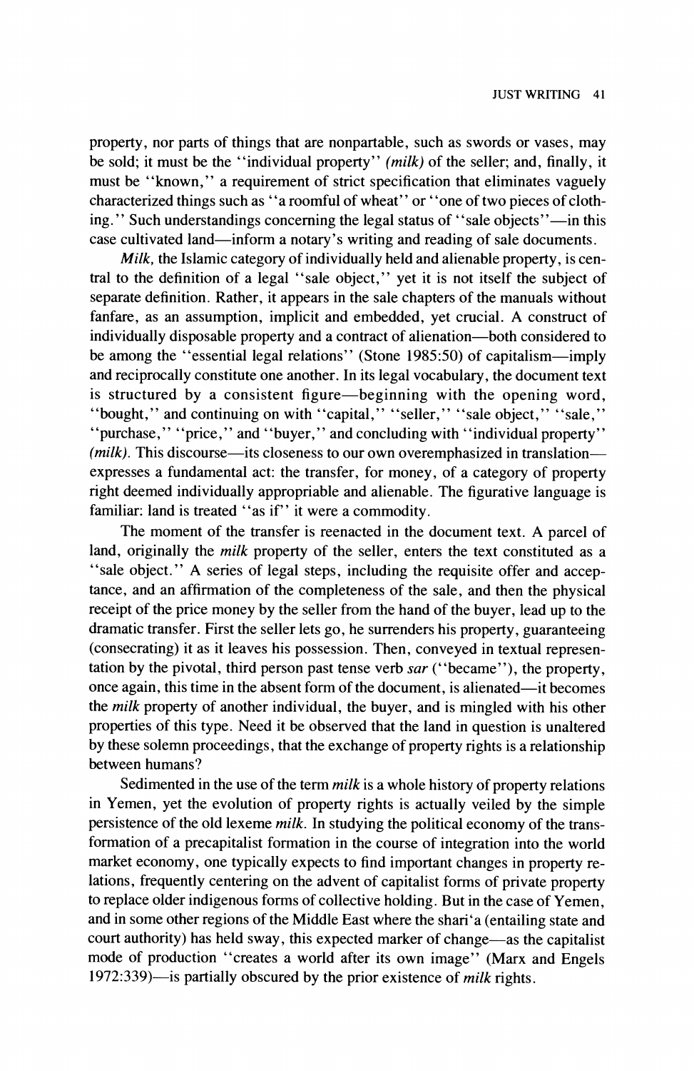property, nor parts of things that are nonpartable, such as swords or vases, may be sold; it must be the "individual property" *(milk)* of the seller; and, finally, it must be "known," a requirement of strict specification that eliminates vaguely characterized things such as "a roomful of wheat" or "one of two pieces of clothing." Such understandings concerning the legal status of "sale objects"—in this case cultivated land—inform a notary's writing and reading of sale documents.

*Milk,* the Islamic category of individually held and alienable property, is central to the definition of a legal "sale object," yet it is not itself the subject of separate definition. Rather, it appears in the sale chapters of the manuals without fanfare, as an assumption, implicit and embedded, yet crucial. A construct of individually disposable property and a contract of alienation—both considered to be among the "essential legal relations" (Stone 1985:50) of capitalism—imply and reciprocally constitute one another. In its legal vocabulary, the document text is structured by a consistent figure—beginning with the opening word, "bought," and continuing on with "capital," "seller," "sale object," "sale," "purchase," "price," and "buyer," and concluding with "individual property" *(milk).* This discourse—its closeness to our own overemphasized in translation—expresses a fundamental act: the transfer, for money, of a category of property right deemed individually appropriable and alienable. The figurative language is familiar: land is treated "as if" it were a commodity.

The moment of the transfer is reenacted in the document text. A parcel of land, originally the *milk* property of the seller, enters the text constituted as a "sale object." A series of legal steps, including the requisite offer and acceptance, and an affirmation of the completeness of the sale, and then the physical receipt of the price money by the seller from the hand of the buyer, lead up to the dramatic transfer. First the seller lets go, he surrenders his property, guaranteeing (consecrating) it as it leaves his possession. Then, conveyed in textual representation by the pivotal, third person past tense verb *sar* ("became"), the property, once again, this time in the absent form of the document, is alienated—it becomes the *milk* property of another individual, the buyer, and is mingled with his other properties of this type. Need it be observed that the land in question is unaltered by these solemn proceedings, that the exchange of property rights is a relationship between humans?

Sedimented in the use of the term *milk* is a whole history of property relations in Yemen, yet the evolution of property rights is actually veiled by the simple persistence of the old lexeme *milk.* In studying the political economy of the transformation of a precapitalist formation in the course of integration into the world market economy, one typically expects to find important changes in property relations, frequently centering on the advent of capitalist forms of private property to replace older indigenous forms of collective holding. But in the case of Yemen, and in some other regions of the Middle East where the shari'a (entailing state and court authority) has held sway, this expected marker of change—as the capitalist mode of production "creates a world after its own image" (Marx and Engels 1972:339)—is partially obscured by the prior existence of *milk* rights.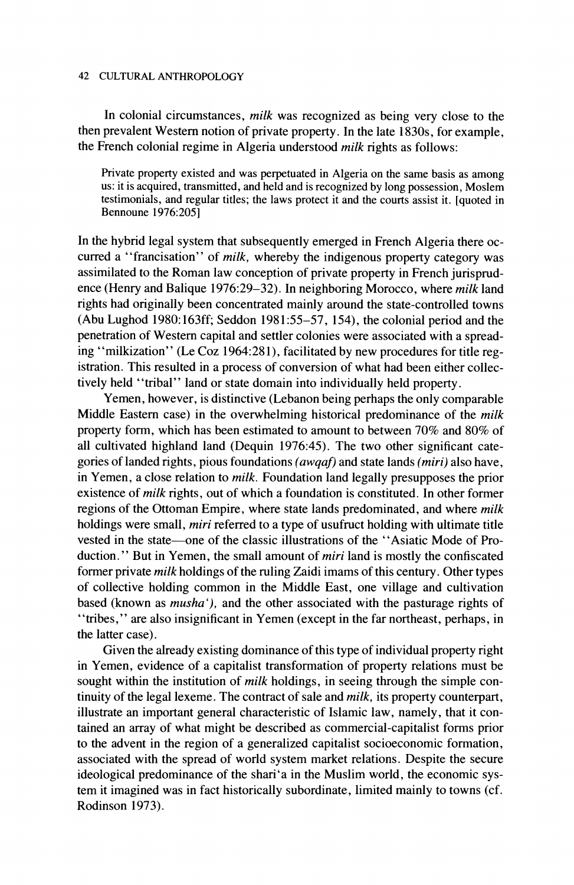In colonial circumstances, *milk* was recognized as being very close to the then prevalent Western notion of private property. In the late 1830s, for example, the French colonial regime in Algeria understood *milk* rights as follows:

> Private property existed and was perpetuated in Algeria on the same basis as among us: it is acquired, transmitted, and held and is recognized by long possession, Moslem testimonials, and regular titles; the laws protect it and the courts assist it. [quoted in Bennoune 1976:205]

In the hybrid legal system that subsequently emerged in French Algeria there occurred a "francisation" of *milk*, whereby the indigenous property category was assimilated to the Roman law conception of private property in French jurisprudence (Henry and Balique 1976:29–32). In neighboring Morocco, where *milk* land rights had originally been concentrated mainly around the state-controlled towns (Abu Lughod 1980:163ff; Seddon 1981:55–57, 154), the colonial period and the penetration of Western capital and settler colonies were associated with a spreading "milkization" (Le Coz 1964:281), facilitated by new procedures for title registration. This resulted in a process of conversion of what had been either collectively held "tribal" land or state domain into individually held property.

Yemen, however, is distinctive (Lebanon being perhaps the only comparable Middle Eastern case) in the overwhelming historical predominance of the *milk* property form, which has been estimated to amount to between 70% and 80% of all cultivated highland land (Dequin 1976:45). The two other significant categories of landed rights, pious foundations *(awqaf)* and state lands *(miri)* also have, in Yemen, a close relation to *milk*. Foundation land legally presupposes the prior existence of *milk* rights, out of which a foundation is constituted. In other former regions of the Ottoman Empire, where state lands predominated, and where *milk* holdings were small, *miri* referred to a type of usufruct holding with ultimate title vested in the state—one of the classic illustrations of the "Asiatic Mode of Production." But in Yemen, the small amount of *miri* land is mostly the confiscated former private *milk* holdings of the ruling Zaidi imams of this century. Other types of collective holding common in the Middle East, one village and cultivation based (known as *musha'*), and the other associated with the pasturage rights of "tribes," are also insignificant in Yemen (except in the far northeast, perhaps, in the latter case).

Given the already existing dominance of this type of individual property right in Yemen, evidence of a capitalist transformation of property relations must be sought within the institution of *milk* holdings, in seeing through the simple continuity of the legal lexeme. The contract of sale and *milk*, its property counterpart, illustrate an important general characteristic of Islamic law, namely, that it contained an array of what might be described as commercial-capitalist forms prior to the advent in the region of a generalized capitalist socioeconomic formation, associated with the spread of world system market relations. Despite the secure ideological predominance of the shari'a in the Muslim world, the economic system it imagined was in fact historically subordinate, limited mainly to towns (cf. Rodinson 1973).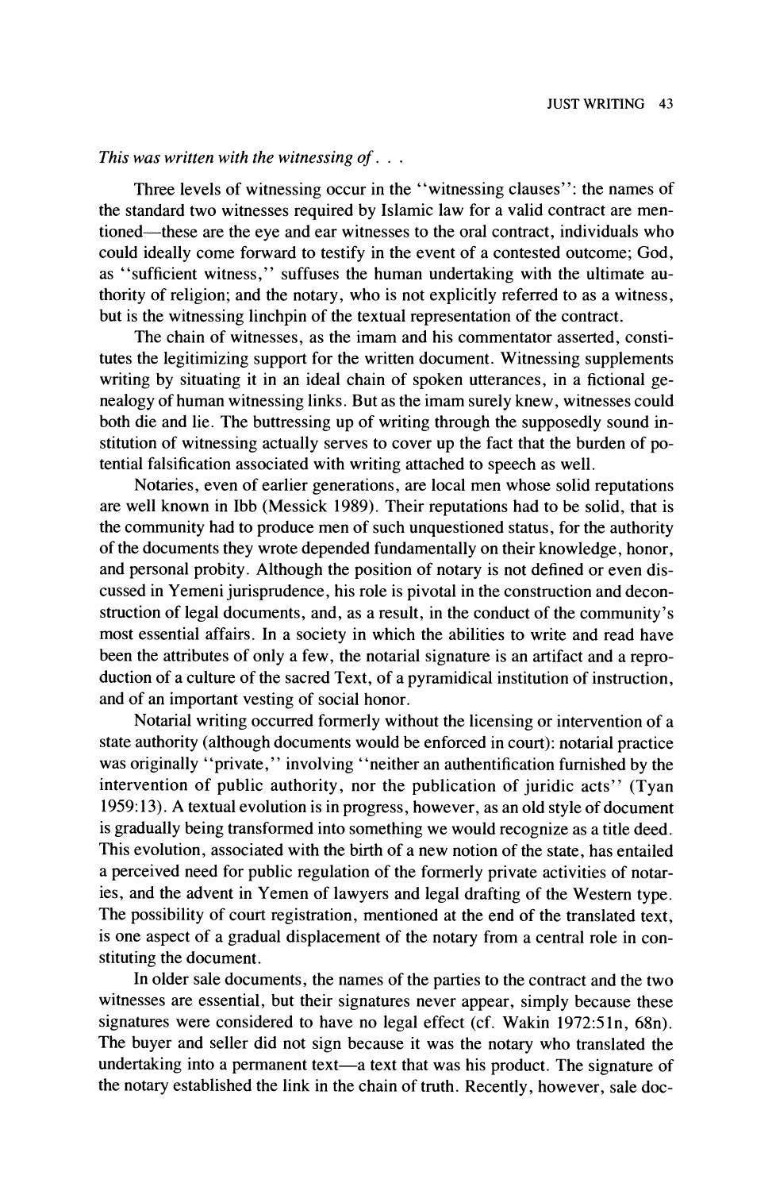*This was written with the witnessing of. . .*

Three levels of witnessing occur in the "witnessing clauses": the names of the standard two witnesses required by Islamic law for a valid contract are mentioned—these are the eye and ear witnesses to the oral contract, individuals who could ideally come forward to testify in the event of a contested outcome; God, as "sufficient witness," suffuses the human undertaking with the ultimate authority of religion; and the notary, who is not explicitly referred to as a witness, but is the witnessing linchpin of the textual representation of the contract.

The chain of witnesses, as the imam and his commentator asserted, constitutes the legitimizing support for the written document. Witnessing supplements writing by situating it in an ideal chain of spoken utterances, in a fictional genealogy of human witnessing links. But as the imam surely knew, witnesses could both die and lie. The buttressing up of writing through the supposedly sound institution of witnessing actually serves to cover up the fact that the burden of potential falsification associated with writing attached to speech as well.

Notaries, even of earlier generations, are local men whose solid reputations are well known in Ibb (Messick 1989). Their reputations had to be solid, that is the community had to produce men of such unquestioned status, for the authority of the documents they wrote depended fundamentally on their knowledge, honor, and personal probity. Although the position of notary is not defined or even discussed in Yemeni jurisprudence, his role is pivotal in the construction and deconstruction of legal documents, and, as a result, in the conduct of the community's most essential affairs. In a society in which the abilities to write and read have been the attributes of only a few, the notarial signature is an artifact and a reproduction of a culture of the sacred Text, of a pyramidical institution of instruction, and of an important vesting of social honor.

Notarial writing occurred formerly without the licensing or intervention of a state authority (although documents would be enforced in court): notarial practice was originally "private," involving "neither an authentification furnished by the intervention of public authority, nor the publication of juridic acts" (Tyan 1959:13). A textual evolution is in progress, however, as an old style of document is gradually being transformed into something we would recognize as a title deed. This evolution, associated with the birth of a new notion of the state, has entailed a perceived need for public regulation of the formerly private activities of notaries, and the advent in Yemen of lawyers and legal drafting of the Western type. The possibility of court registration, mentioned at the end of the translated text, is one aspect of a gradual displacement of the notary from a central role in constituting the document.

In older sale documents, the names of the parties to the contract and the two witnesses are essential, but their signatures never appear, simply because these signatures were considered to have no legal effect (cf. Wakin 1972:51n, 68n). The buyer and seller did not sign because it was the notary who translated the undertaking into a permanent text—a text that was his product. The signature of the notary established the link in the chain of truth. Recently, however, sale doc-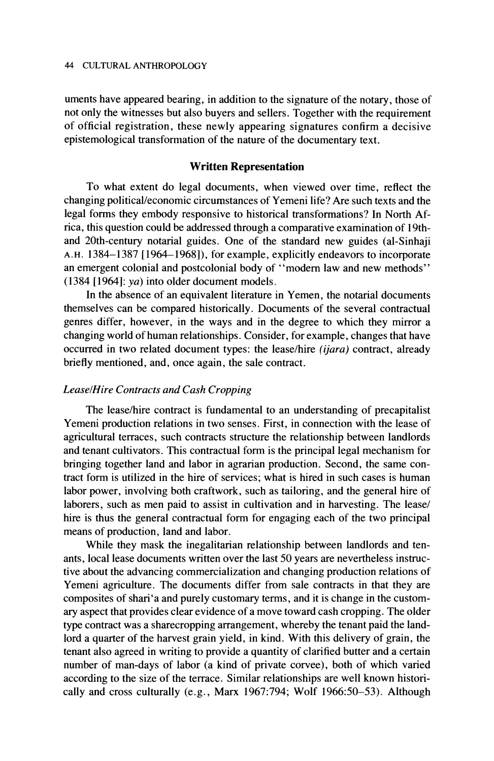uments have appeared bearing, in addition to the signature of the notary, those of not only the witnesses but also buyers and sellers. Together with the requirement of official registration, these newly appearing signatures confirm a decisive epistemological transformation of the nature of the documentary text.

## Written Representation

To what extent do legal documents, when viewed over time, reflect the changing political/economic circumstances of Yemeni life? Are such texts and the legal forms they embody responsive to historical transformations? In North Africa, this question could be addressed through a comparative examination of 19th- and 20th-century notarial guides. One of the standard new guides (al-Sinhaji A.H. 1384–1387 [1964–1968]), for example, explicitly endeavors to incorporate an emergent colonial and postcolonial body of "modern law and new methods" (1384 [1964]: *ya*) into older document models.

In the absence of an equivalent literature in Yemen, the notarial documents themselves can be compared historically. Documents of the several contractual genres differ, however, in the ways and in the degree to which they mirror a changing world of human relationships. Consider, for example, changes that have occurred in two related document types: the lease/hire *(ijara)* contract, already briefly mentioned, and, once again, the sale contract.

### *Lease/Hire Contracts and Cash Cropping*

The lease/hire contract is fundamental to an understanding of precapitalist Yemeni production relations in two senses. First, in connection with the lease of agricultural terraces, such contracts structure the relationship between landlords and tenant cultivators. This contractual form is the principal legal mechanism for bringing together land and labor in agrarian production. Second, the same contract form is utilized in the hire of services; what is hired in such cases is human labor power, involving both craftwork, such as tailoring, and the general hire of laborers, such as men paid to assist in cultivation and in harvesting. The lease/hire is thus the general contractual form for engaging each of the two principal means of production, land and labor.

While they mask the inegalitarian relationship between landlords and tenants, local lease documents written over the last 50 years are nevertheless instructive about the advancing commercialization and changing production relations of Yemeni agriculture. The documents differ from sale contracts in that they are composites of shari'a and purely customary terms, and it is change in the customary aspect that provides clear evidence of a move toward cash cropping. The older type contract was a sharecropping arrangement, whereby the tenant paid the landlord a quarter of the harvest grain yield, in kind. With this delivery of grain, the tenant also agreed in writing to provide a quantity of clarified butter and a certain number of man-days of labor (a kind of private corvee), both of which varied according to the size of the terrace. Similar relationships are well known historically and cross culturally (e.g., Marx 1967:794; Wolf 1966:50–53). Although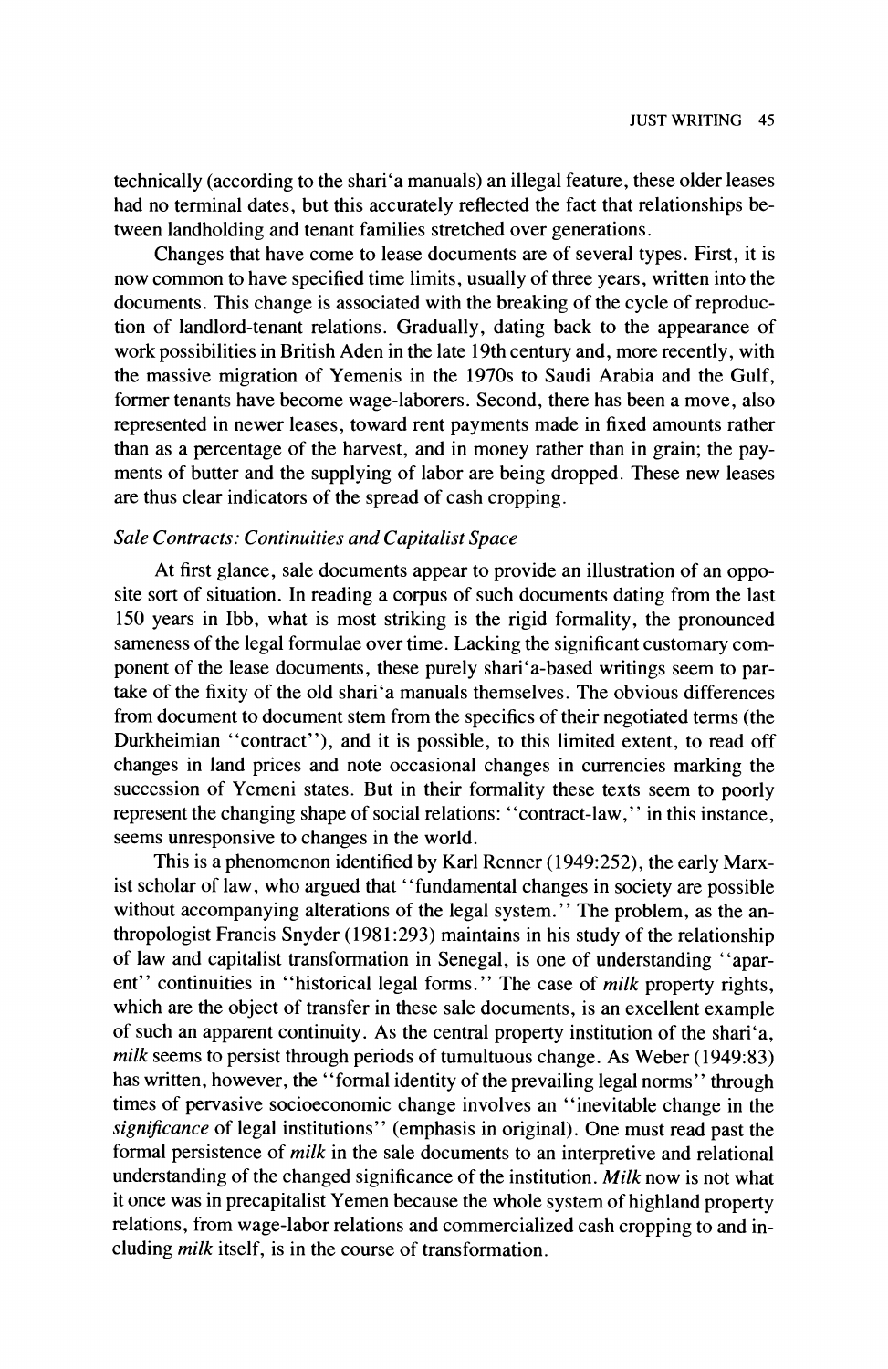technically (according to the shari'a manuals) an illegal feature, these older leases had no terminal dates, but this accurately reflected the fact that relationships between landholding and tenant families stretched over generations.

Changes that have come to lease documents are of several types. First, it is now common to have specified time limits, usually of three years, written into the documents. This change is associated with the breaking of the cycle of reproduction of landlord-tenant relations. Gradually, dating back to the appearance of work possibilities in British Aden in the late 19th century and, more recently, with the massive migration of Yemenis in the 1970s to Saudi Arabia and the Gulf, former tenants have become wage-laborers. Second, there has been a move, also represented in newer leases, toward rent payments made in fixed amounts rather than as a percentage of the harvest, and in money rather than in grain; the payments of butter and the supplying of labor are being dropped. These new leases are thus clear indicators of the spread of cash cropping.

*Sale Contracts: Continuities and Capitalist Space*

At first glance, sale documents appear to provide an illustration of an opposite sort of situation. In reading a corpus of such documents dating from the last 150 years in Ibb, what is most striking is the rigid formality, the pronounced sameness of the legal formulae over time. Lacking the significant customary component of the lease documents, these purely shari'a-based writings seem to partake of the fixity of the old shari'a manuals themselves. The obvious differences from document to document stem from the specifics of their negotiated terms (the Durkheimian "contract"), and it is possible, to this limited extent, to read off changes in land prices and note occasional changes in currencies marking the succession of Yemeni states. But in their formality these texts seem to poorly represent the changing shape of social relations: "contract-law," in this instance, seems unresponsive to changes in the world.

This is a phenomenon identified by Karl Renner (1949:252), the early Marxist scholar of law, who argued that "fundamental changes in society are possible without accompanying alterations of the legal system." The problem, as the anthropologist Francis Snyder (1981:293) maintains in his study of the relationship of law and capitalist transformation in Senegal, is one of understanding "apparent" continuities in "historical legal forms." The case of *milk* property rights, which are the object of transfer in these sale documents, is an excellent example of such an apparent continuity. As the central property institution of the shari'a, *milk* seems to persist through periods of tumultuous change. As Weber (1949:83) has written, however, the "formal identity of the prevailing legal norms" through times of pervasive socioeconomic change involves an "inevitable change in the *significance* of legal institutions" (emphasis in original). One must read past the formal persistence of *milk* in the sale documents to an interpretive and relational understanding of the changed significance of the institution. *Milk* now is not what it once was in precapitalist Yemen because the whole system of highland property relations, from wage-labor relations and commercialized cash cropping to and including *milk* itself, is in the course of transformation.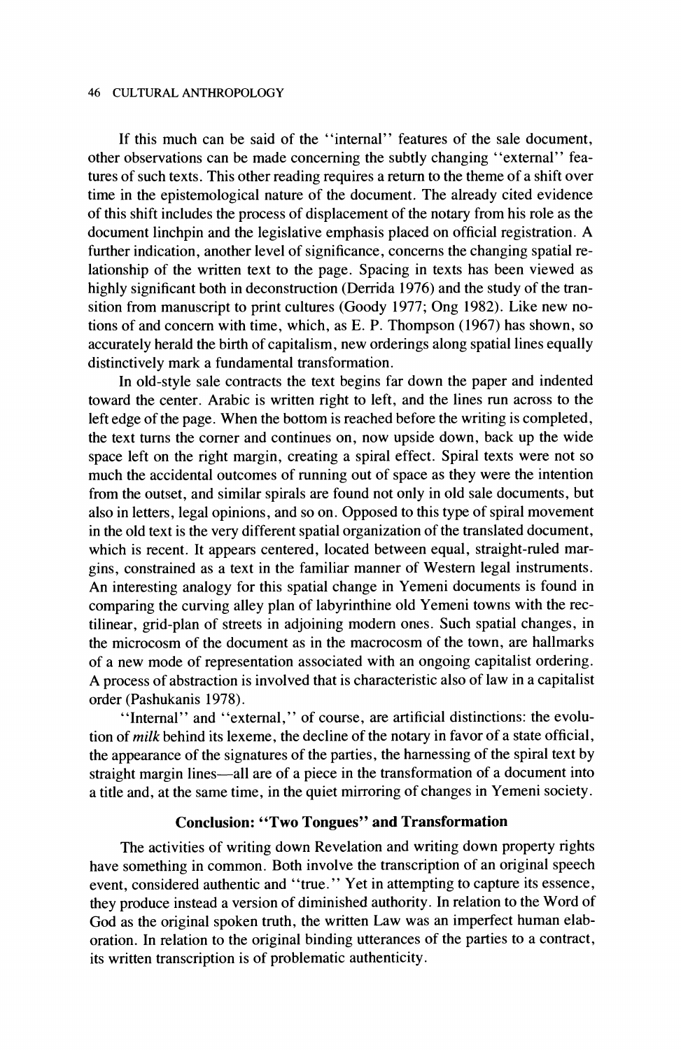If this much can be said of the ''internal'' features of the sale document, other observations can be made concerning the subtly changing ''external'' features of such texts. This other reading requires a return to the theme of a shift over time in the epistemological nature of the document. The already cited evidence of this shift includes the process of displacement of the notary from his role as the document linchpin and the legislative emphasis placed on official registration. A further indication, another level of significance, concerns the changing spatial relationship of the written text to the page. Spacing in texts has been viewed as highly significant both in deconstruction (Derrida 1976) and the study of the transition from manuscript to print cultures (Goody 1977; Ong 1982). Like new notions of and concern with time, which, as E. P. Thompson (1967) has shown, so accurately herald the birth of capitalism, new orderings along spatial lines equally distinctively mark a fundamental transformation.

In old-style sale contracts the text begins far down the paper and indented toward the center. Arabic is written right to left, and the lines run across to the left edge of the page. When the bottom is reached before the writing is completed, the text turns the corner and continues on, now upside down, back up the wide space left on the right margin, creating a spiral effect. Spiral texts were not so much the accidental outcomes of running out of space as they were the intention from the outset, and similar spirals are found not only in old sale documents, but also in letters, legal opinions, and so on. Opposed to this type of spiral movement in the old text is the very different spatial organization of the translated document, which is recent. It appears centered, located between equal, straight-ruled margins, constrained as a text in the familiar manner of Western legal instruments. An interesting analogy for this spatial change in Yemeni documents is found in comparing the curving alley plan of labyrinthine old Yemeni towns with the rectilinear, grid-plan of streets in adjoining modern ones. Such spatial changes, in the microcosm of the document as in the macrocosm of the town, are hallmarks of a new mode of representation associated with an ongoing capitalist ordering. A process of abstraction is involved that is characteristic also of law in a capitalist order (Pashukanis 1978).

''Internal'' and ''external,'' of course, are artificial distinctions: the evolution of *milk* behind its lexeme, the decline of the notary in favor of a state official, the appearance of the signatures of the parties, the harnessing of the spiral text by straight margin lines—all are of a piece in the transformation of a document into a title and, at the same time, in the quiet mirroring of changes in Yemeni society.

## Conclusion: ''Two Tongues'' and Transformation

The activities of writing down Revelation and writing down property rights have something in common. Both involve the transcription of an original speech event, considered authentic and ''true.'' Yet in attempting to capture its essence, they produce instead a version of diminished authority. In relation to the Word of God as the original spoken truth, the written Law was an imperfect human elaboration. In relation to the original binding utterances of the parties to a contract, its written transcription is of problematic authenticity.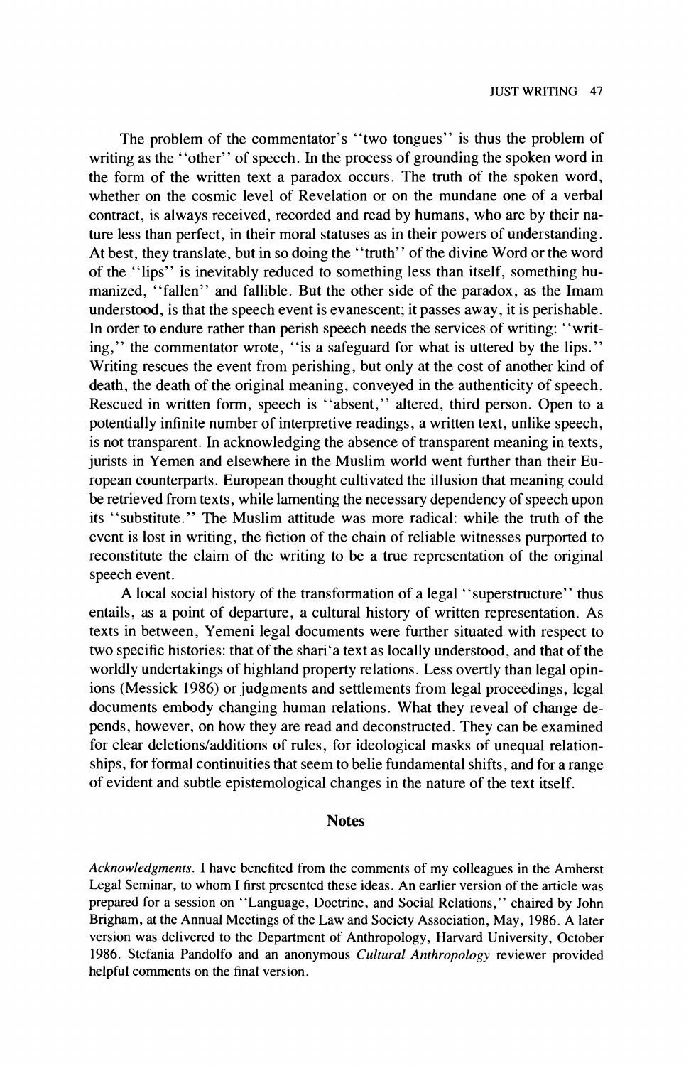The problem of the commentator's "two tongues" is thus the problem of writing as the "other" of speech. In the process of grounding the spoken word in the form of the written text a paradox occurs. The truth of the spoken word, whether on the cosmic level of Revelation or on the mundane one of a verbal contract, is always received, recorded and read by humans, who are by their nature less than perfect, in their moral statuses as in their powers of understanding. At best, they translate, but in so doing the "truth" of the divine Word or the word of the "lips" is inevitably reduced to something less than itself, something humanized, "fallen" and fallible. But the other side of the paradox, as the Imam understood, is that the speech event is evanescent; it passes away, it is perishable. In order to endure rather than perish speech needs the services of writing: "writing," the commentator wrote, "is a safeguard for what is uttered by the lips." Writing rescues the event from perishing, but only at the cost of another kind of death, the death of the original meaning, conveyed in the authenticity of speech. Rescued in written form, speech is "absent," altered, third person. Open to a potentially infinite number of interpretive readings, a written text, unlike speech, is not transparent. In acknowledging the absence of transparent meaning in texts, jurists in Yemen and elsewhere in the Muslim world went further than their European counterparts. European thought cultivated the illusion that meaning could be retrieved from texts, while lamenting the necessary dependency of speech upon its "substitute." The Muslim attitude was more radical: while the truth of the event is lost in writing, the fiction of the chain of reliable witnesses purported to reconstitute the claim of the writing to be a true representation of the original speech event.

A local social history of the transformation of a legal "superstructure" thus entails, as a point of departure, a cultural history of written representation. As texts in between, Yemeni legal documents were further situated with respect to two specific histories: that of the shari'a text as locally understood, and that of the worldly undertakings of highland property relations. Less overtly than legal opinions (Messick 1986) or judgments and settlements from legal proceedings, legal documents embody changing human relations. What they reveal of change depends, however, on how they are read and deconstructed. They can be examined for clear deletions/additions of rules, for ideological masks of unequal relationships, for formal continuities that seem to belie fundamental shifts, and for a range of evident and subtle epistemological changes in the nature of the text itself.

## Notes

*Acknowledgments.* I have benefited from the comments of my colleagues in the Amherst Legal Seminar, to whom I first presented these ideas. An earlier version of the article was prepared for a session on "Language, Doctrine, and Social Relations," chaired by John Brigham, at the Annual Meetings of the Law and Society Association, May, 1986. A later version was delivered to the Department of Anthropology, Harvard University, October 1986. Stefania Pandolfo and an anonymous *Cultural Anthropology* reviewer provided helpful comments on the final version.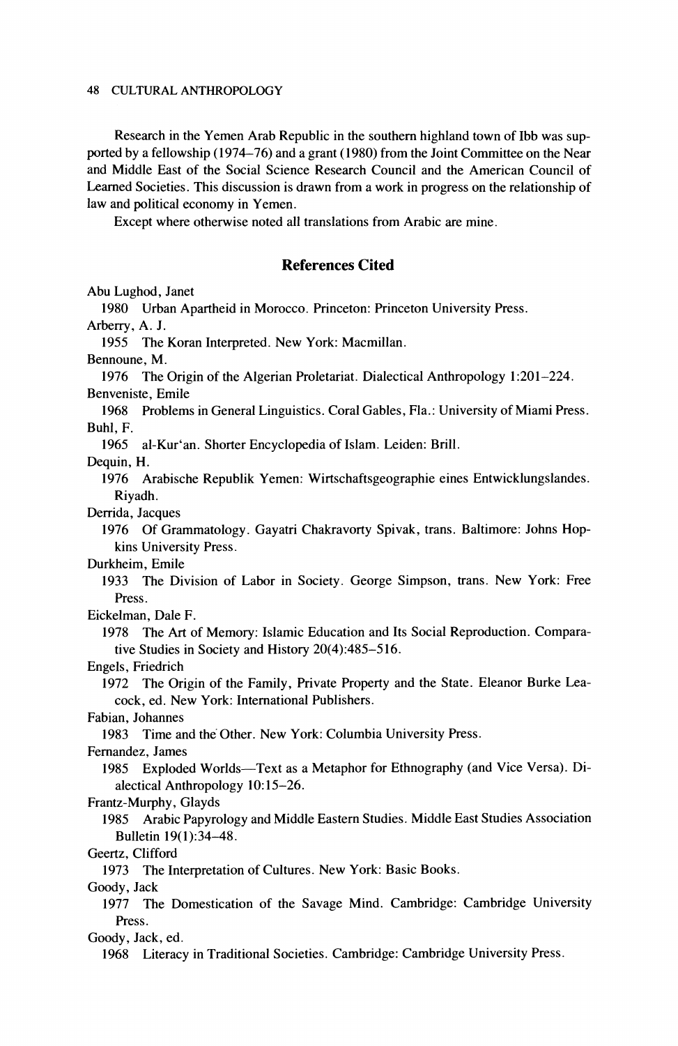Research in the Yemen Arab Republic in the southern highland town of Ibb was supported by a fellowship (1974–76) and a grant (1980) from the Joint Committee on the Near and Middle East of the Social Science Research Council and the American Council of Learned Societies. This discussion is drawn from a work in progress on the relationship of law and political economy in Yemen.

Except where otherwise noted all translations from Arabic are mine.

## References Cited

Abu Lughod, Janet
  1980 Urban Apartheid in Morocco. Princeton: Princeton University Press.

Arberry, A. J.
  1955 The Koran Interpreted. New York: Macmillan.

Bennoune, M.
  1976 The Origin of the Algerian Proletariat. Dialectical Anthropology 1:201–224.

Benveniste, Emile
  1968 Problems in General Linguistics. Coral Gables, Fla.: University of Miami Press.

Buhl, F.
  1965 al-Kur'an. Shorter Encyclopedia of Islam. Leiden: Brill.

Dequin, H.
  1976 Arabische Republik Yemen: Wirtschaftsgeographie eines Entwicklungslandes. Riyadh.

Derrida, Jacques
  1976 Of Grammatology. Gayatri Chakravorty Spivak, trans. Baltimore: Johns Hopkins University Press.

Durkheim, Emile
  1933 The Division of Labor in Society. George Simpson, trans. New York: Free Press.

Eickelman, Dale F.
  1978 The Art of Memory: Islamic Education and Its Social Reproduction. Comparative Studies in Society and History 20(4):485–516.

Engels, Friedrich
  1972 The Origin of the Family, Private Property and the State. Eleanor Burke Leacock, ed. New York: International Publishers.

Fabian, Johannes
  1983 Time and the Other. New York: Columbia University Press.

Fernandez, James
  1985 Exploded Worlds—Text as a Metaphor for Ethnography (and Vice Versa). Dialectical Anthropology 10:15–26.

Frantz-Murphy, Glayds
  1985 Arabic Papyrology and Middle Eastern Studies. Middle East Studies Association Bulletin 19(1):34–48.

Geertz, Clifford
  1973 The Interpretation of Cultures. New York: Basic Books.

Goody, Jack
  1977 The Domestication of the Savage Mind. Cambridge: Cambridge University Press.

Goody, Jack, ed.
  1968 Literacy in Traditional Societies. Cambridge: Cambridge University Press.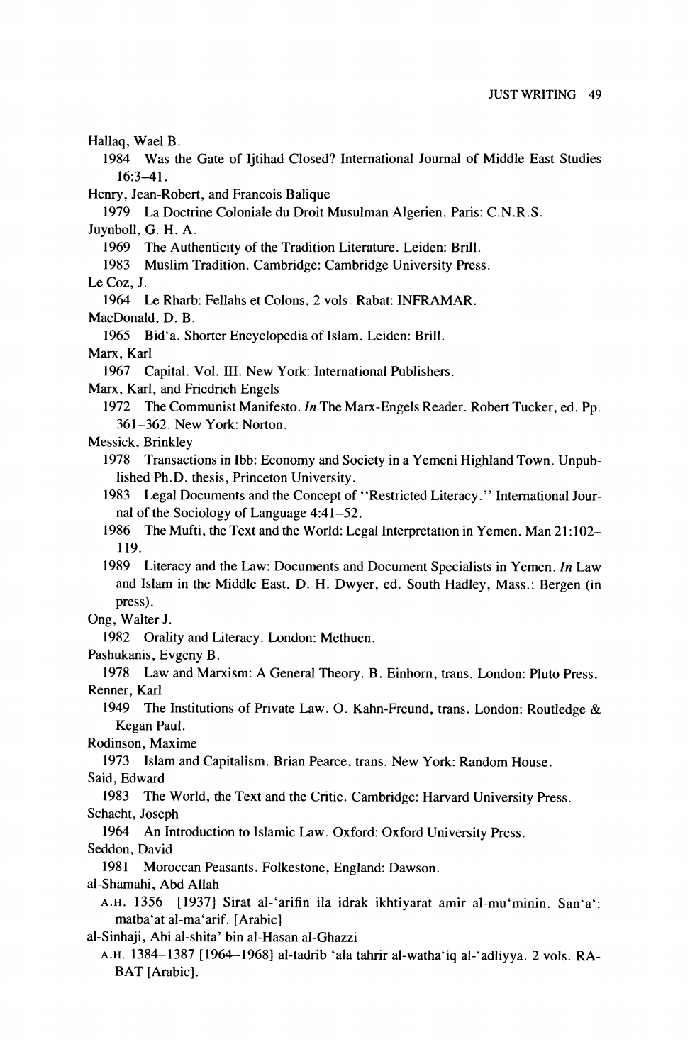Hallaq, Wael B.

1984 Was the Gate of Ijtihad Closed? International Journal of Middle East Studies 16:3–41.

Henry, Jean-Robert, and Francois Balique

1979 La Doctrine Coloniale du Droit Musulman Algerien. Paris: C.N.R.S.

Juynboll, G. H. A.

1969 The Authenticity of the Tradition Literature. Leiden: Brill.

1983 Muslim Tradition. Cambridge: Cambridge University Press.

Le Coz, J.

1964 Le Rharb: Fellahs et Colons, 2 vols. Rabat: INFRAMAR.

MacDonald, D. B.

1965 Bid'a. Shorter Encyclopedia of Islam. Leiden: Brill.

Marx, Karl

1967 Capital. Vol. III. New York: International Publishers.

Marx, Karl, and Friedrich Engels

1972 The Communist Manifesto. *In* The Marx-Engels Reader. Robert Tucker, ed. Pp. 361–362. New York: Norton.

Messick, Brinkley

1978 Transactions in Ibb: Economy and Society in a Yemeni Highland Town. Unpublished Ph.D. thesis, Princeton University.

1983 Legal Documents and the Concept of "Restricted Literacy." International Journal of the Sociology of Language 4:41–52.

1986 The Mufti, the Text and the World: Legal Interpretation in Yemen. Man 21:102–119.

1989 Literacy and the Law: Documents and Document Specialists in Yemen. *In* Law and Islam in the Middle East. D. H. Dwyer, ed. South Hadley, Mass.: Bergen (in press).

Ong, Walter J.

1982 Orality and Literacy. London: Methuen.

Pashukanis, Evgeny B.

1978 Law and Marxism: A General Theory. B. Einhorn, trans. London: Pluto Press.

Renner, Karl

1949 The Institutions of Private Law. O. Kahn-Freund, trans. London: Routledge & Kegan Paul.

Rodinson, Maxime

1973 Islam and Capitalism. Brian Pearce, trans. New York: Random House.

Said, Edward

1983 The World, the Text and the Critic. Cambridge: Harvard University Press.

Schacht, Joseph

1964 An Introduction to Islamic Law. Oxford: Oxford University Press.

Seddon, David

1981 Moroccan Peasants. Folkestone, England: Dawson.

al-Shamahi, Abd Allah

A.H. 1356 [1937] Sirat al-'arifin ila idrak ikhtiyarat amir al-mu'minin. San'a': matba'at al-ma'arif. [Arabic]

al-Sinhaji, Abi al-shita' bin al-Hasan al-Ghazzi

A.H. 1384–1387 [1964–1968] al-tadrib 'ala tahrir al-watha'iq al-'adliyya. 2 vols. RABAT [Arabic].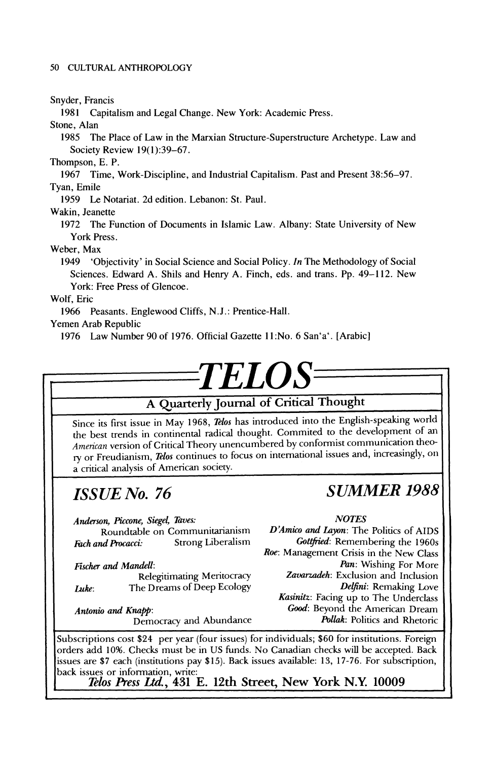Snyder, Francis
1981 Capitalism and Legal Change. New York: Academic Press.

Stone, Alan
1985 The Place of Law in the Marxian Structure-Superstructure Archetype. Law and Society Review 19(1):39–67.

Thompson, E. P.
1967 Time, Work-Discipline, and Industrial Capitalism. Past and Present 38:56–97.

Tyan, Emile
1959 Le Notariat. 2d edition. Lebanon: St. Paul.

Wakin, Jeanette
1972 The Function of Documents in Islamic Law. Albany: State University of New York Press.

Weber, Max
1949 'Objectivity' in Social Science and Social Policy. *In* The Methodology of Social Sciences. Edward A. Shils and Henry A. Finch, eds. and trans. Pp. 49–112. New York: Free Press of Glencoe.

Wolf, Eric
1966 Peasants. Englewood Cliffs, N.J.: Prentice-Hall.

Yemen Arab Republic
1976 Law Number 90 of 1976. Official Gazette 11:No. 6 San'a'. [Arabic]

# TELOS

## A Quarterly Journal of Critical Thought

Since its first issue in May 1968, *Telos* has introduced into the English-speaking world the best trends in continental radical thought. Commited to the development of an *American* version of Critical Theory unencumbered by conformist communication theory or Freudianism, *Telos* continues to focus on international issues and, increasingly, on a critical analysis of American society.

## ISSUE No. 76 — SUMMER 1988

*Anderson, Piccone, Siegel, Taves:* Roundtable on Communitarianism
*Fach and Procacci:* Strong Liberalism
*Fischer and Mandell:* Relegitimating Meritocracy
*Luke:* The Dreams of Deep Ecology
*Antonio and Knapp:* Democracy and Abundance

*NOTES*
*D'Amico and Layon:* The Politics of AIDS
*Gottfried:* Remembering the 1960s
*Roe:* Management Crisis in the New Class
*Pan:* Wishing For More
*Zavarzadeh:* Exclusion and Inclusion
*Delfini:* Remaking Love
*Kasinitz:* Facing up to The Underclass
*Good:* Beyond the American Dream
*Pollak:* Politics and Rhetoric

Subscriptions cost $24 per year (four issues) for individuals; $60 for institutions. Foreign orders add 10%. Checks must be in US funds. No Canadian checks will be accepted. Back issues are $7 each (institutions pay $15). Back issues available: 13, 17-76. For subscription, back issues or information, write:

***Telos Press Ltd.*, 431 E. 12th Street, New York N.Y. 10009**